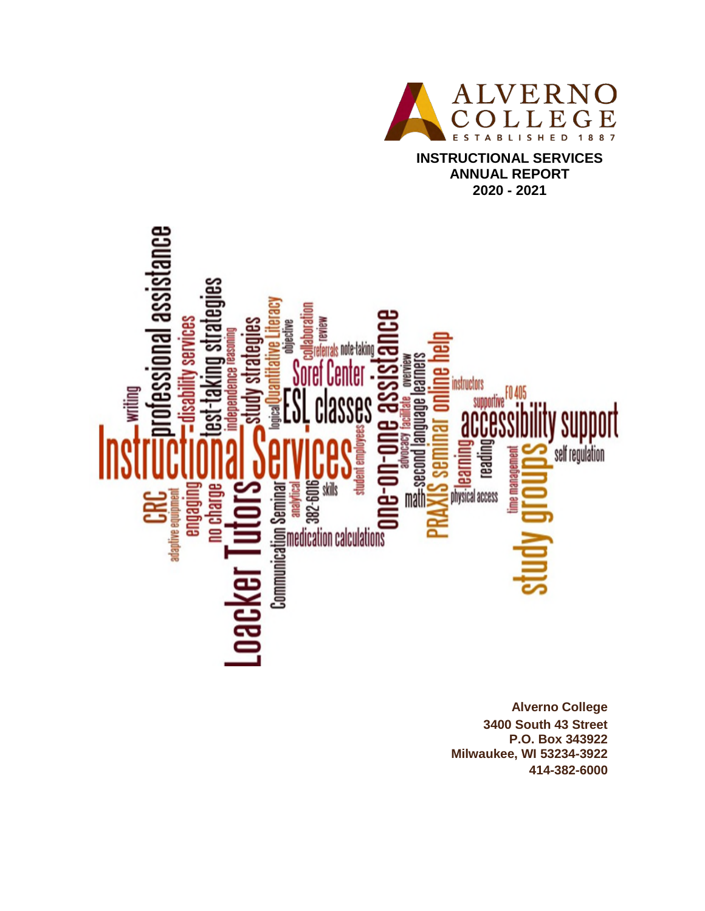ALVERNO COLLEGE

ESTABLISHED 1887

# INSTRUCTIONAL SERVICES ANNUAL REPORT 2020 - 2021

**Alverno College**
**3400 South 43 Street**
**P.O. Box 343922**
**Milwaukee, WI 53234-3922**
**414-382-6000**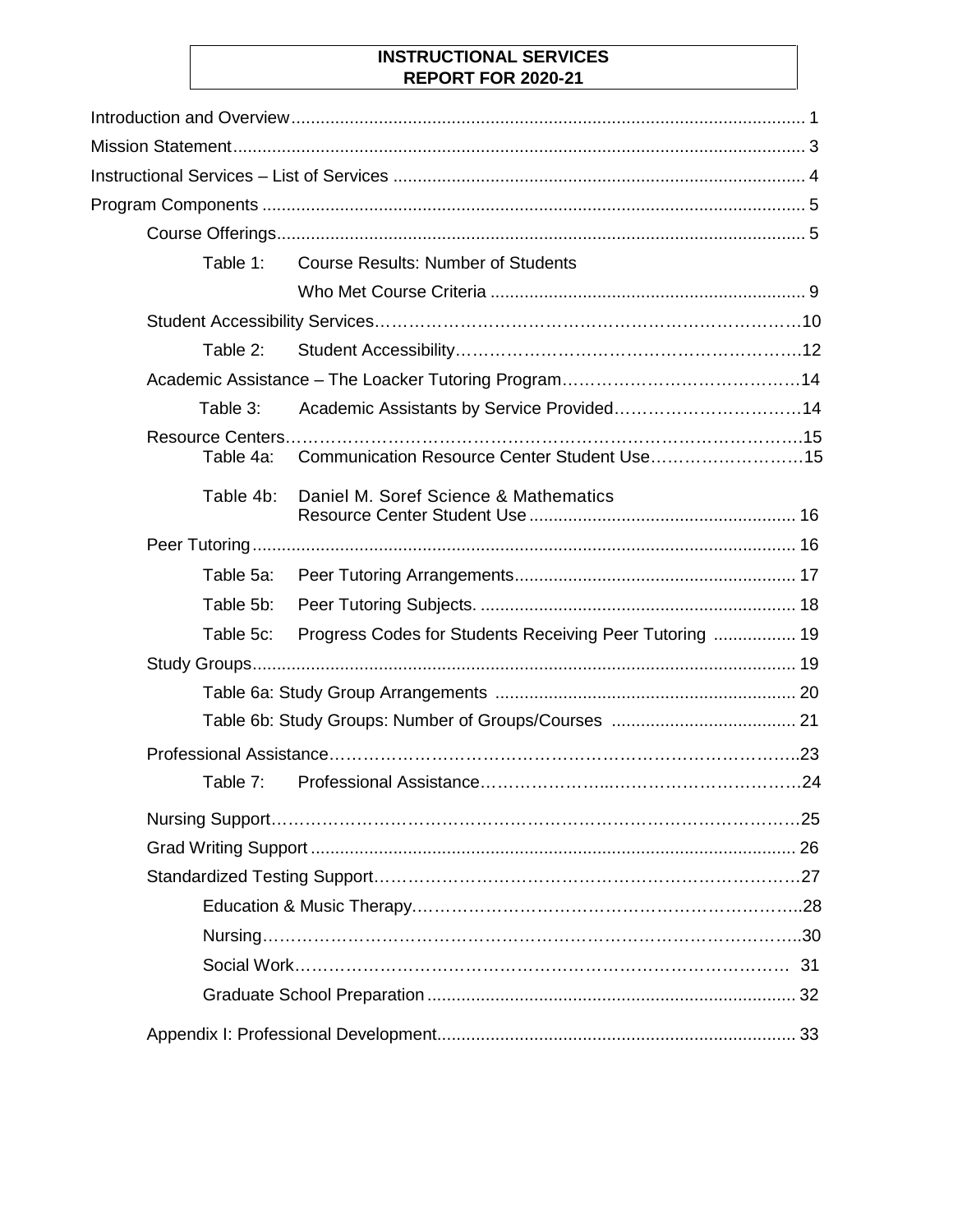# INSTRUCTIONAL SERVICES
# REPORT FOR 2020-21

Introduction and Overview ........................................ 1

Mission Statement ........................................ 3

Instructional Services – List of Services ........................................ 4

Program Components ........................................ 5

- Course Offerings ........................................ 5
  - Table 1: Course Results: Number of Students Who Met Course Criteria ........................................ 9
- Student Accessibility Services ........................................ 10
  - Table 2: Student Accessibility ........................................ 12
- Academic Assistance – The Loacker Tutoring Program ........................................ 14
  - Table 3: Academic Assistants by Service Provided ........................................ 14
- Resource Centers ........................................ 15
  - Table 4a: Communication Resource Center Student Use ........................................ 15
  - Table 4b: Daniel M. Soref Science & Mathematics Resource Center Student Use ........................................ 16
- Peer Tutoring ........................................ 16
  - Table 5a: Peer Tutoring Arrangements ........................................ 17
  - Table 5b: Peer Tutoring Subjects. ........................................ 18
  - Table 5c: Progress Codes for Students Receiving Peer Tutoring ........................................ 19
- Study Groups ........................................ 19
  - Table 6a: Study Group Arrangements ........................................ 20
  - Table 6b: Study Groups: Number of Groups/Courses ........................................ 21
- Professional Assistance ........................................ 23
  - Table 7: Professional Assistance ........................................ 24
- Nursing Support ........................................ 25
- Grad Writing Support ........................................ 26
- Standardized Testing Support ........................................ 27
  - Education & Music Therapy ........................................ 28
  - Nursing ........................................ 30
  - Social Work ........................................ 31
  - Graduate School Preparation ........................................ 32
- Appendix I: Professional Development ........................................ 33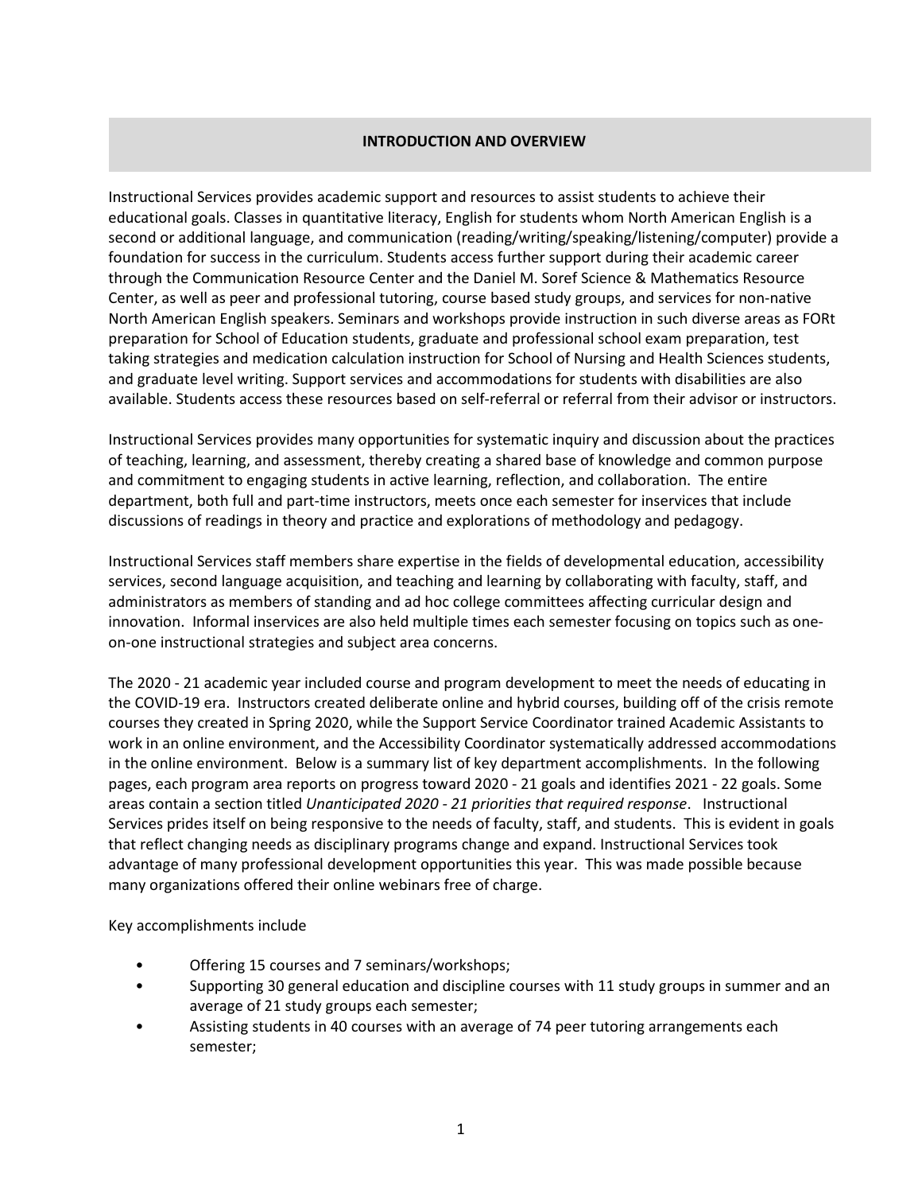## INTRODUCTION AND OVERVIEW

Instructional Services provides academic support and resources to assist students to achieve their educational goals. Classes in quantitative literacy, English for students whom North American English is a second or additional language, and communication (reading/writing/speaking/listening/computer) provide a foundation for success in the curriculum. Students access further support during their academic career through the Communication Resource Center and the Daniel M. Soref Science & Mathematics Resource Center, as well as peer and professional tutoring, course based study groups, and services for non-native North American English speakers. Seminars and workshops provide instruction in such diverse areas as FORt preparation for School of Education students, graduate and professional school exam preparation, test taking strategies and medication calculation instruction for School of Nursing and Health Sciences students, and graduate level writing. Support services and accommodations for students with disabilities are also available. Students access these resources based on self-referral or referral from their advisor or instructors.

Instructional Services provides many opportunities for systematic inquiry and discussion about the practices of teaching, learning, and assessment, thereby creating a shared base of knowledge and common purpose and commitment to engaging students in active learning, reflection, and collaboration. The entire department, both full and part-time instructors, meets once each semester for inservices that include discussions of readings in theory and practice and explorations of methodology and pedagogy.

Instructional Services staff members share expertise in the fields of developmental education, accessibility services, second language acquisition, and teaching and learning by collaborating with faculty, staff, and administrators as members of standing and ad hoc college committees affecting curricular design and innovation. Informal inservices are also held multiple times each semester focusing on topics such as one-on-one instructional strategies and subject area concerns.

The 2020 - 21 academic year included course and program development to meet the needs of educating in the COVID-19 era. Instructors created deliberate online and hybrid courses, building off of the crisis remote courses they created in Spring 2020, while the Support Service Coordinator trained Academic Assistants to work in an online environment, and the Accessibility Coordinator systematically addressed accommodations in the online environment. Below is a summary list of key department accomplishments. In the following pages, each program area reports on progress toward 2020 - 21 goals and identifies 2021 - 22 goals. Some areas contain a section titled *Unanticipated 2020 - 21 priorities that required response*. Instructional Services prides itself on being responsive to the needs of faculty, staff, and students. This is evident in goals that reflect changing needs as disciplinary programs change and expand. Instructional Services took advantage of many professional development opportunities this year. This was made possible because many organizations offered their online webinars free of charge.

Key accomplishments include

- Offering 15 courses and 7 seminars/workshops;
- Supporting 30 general education and discipline courses with 11 study groups in summer and an average of 21 study groups each semester;
- Assisting students in 40 courses with an average of 74 peer tutoring arrangements each semester;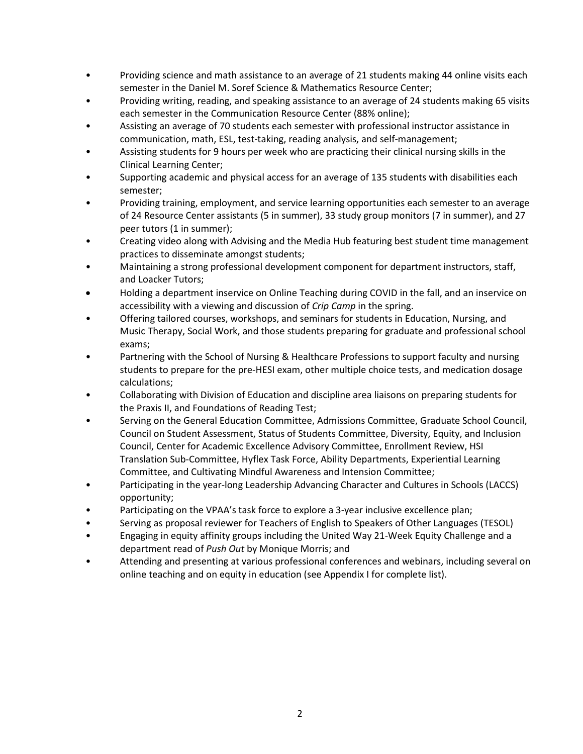- Providing science and math assistance to an average of 21 students making 44 online visits each semester in the Daniel M. Soref Science & Mathematics Resource Center;
- Providing writing, reading, and speaking assistance to an average of 24 students making 65 visits each semester in the Communication Resource Center (88% online);
- Assisting an average of 70 students each semester with professional instructor assistance in communication, math, ESL, test-taking, reading analysis, and self-management;
- Assisting students for 9 hours per week who are practicing their clinical nursing skills in the Clinical Learning Center;
- Supporting academic and physical access for an average of 135 students with disabilities each semester;
- Providing training, employment, and service learning opportunities each semester to an average of 24 Resource Center assistants (5 in summer), 33 study group monitors (7 in summer), and 27 peer tutors (1 in summer);
- Creating video along with Advising and the Media Hub featuring best student time management practices to disseminate amongst students;
- Maintaining a strong professional development component for department instructors, staff, and Loacker Tutors;
- Holding a department inservice on Online Teaching during COVID in the fall, and an inservice on accessibility with a viewing and discussion of *Crip Camp* in the spring.
- Offering tailored courses, workshops, and seminars for students in Education, Nursing, and Music Therapy, Social Work, and those students preparing for graduate and professional school exams;
- Partnering with the School of Nursing & Healthcare Professions to support faculty and nursing students to prepare for the pre-HESI exam, other multiple choice tests, and medication dosage calculations;
- Collaborating with Division of Education and discipline area liaisons on preparing students for the Praxis II, and Foundations of Reading Test;
- Serving on the General Education Committee, Admissions Committee, Graduate School Council, Council on Student Assessment, Status of Students Committee, Diversity, Equity, and Inclusion Council, Center for Academic Excellence Advisory Committee, Enrollment Review, HSI Translation Sub-Committee, Hyflex Task Force, Ability Departments, Experiential Learning Committee, and Cultivating Mindful Awareness and Intension Committee;
- Participating in the year-long Leadership Advancing Character and Cultures in Schools (LACCS) opportunity;
- Participating on the VPAA's task force to explore a 3-year inclusive excellence plan;
- Serving as proposal reviewer for Teachers of English to Speakers of Other Languages (TESOL)
- Engaging in equity affinity groups including the United Way 21-Week Equity Challenge and a department read of *Push Out* by Monique Morris; and
- Attending and presenting at various professional conferences and webinars, including several on online teaching and on equity in education (see Appendix I for complete list).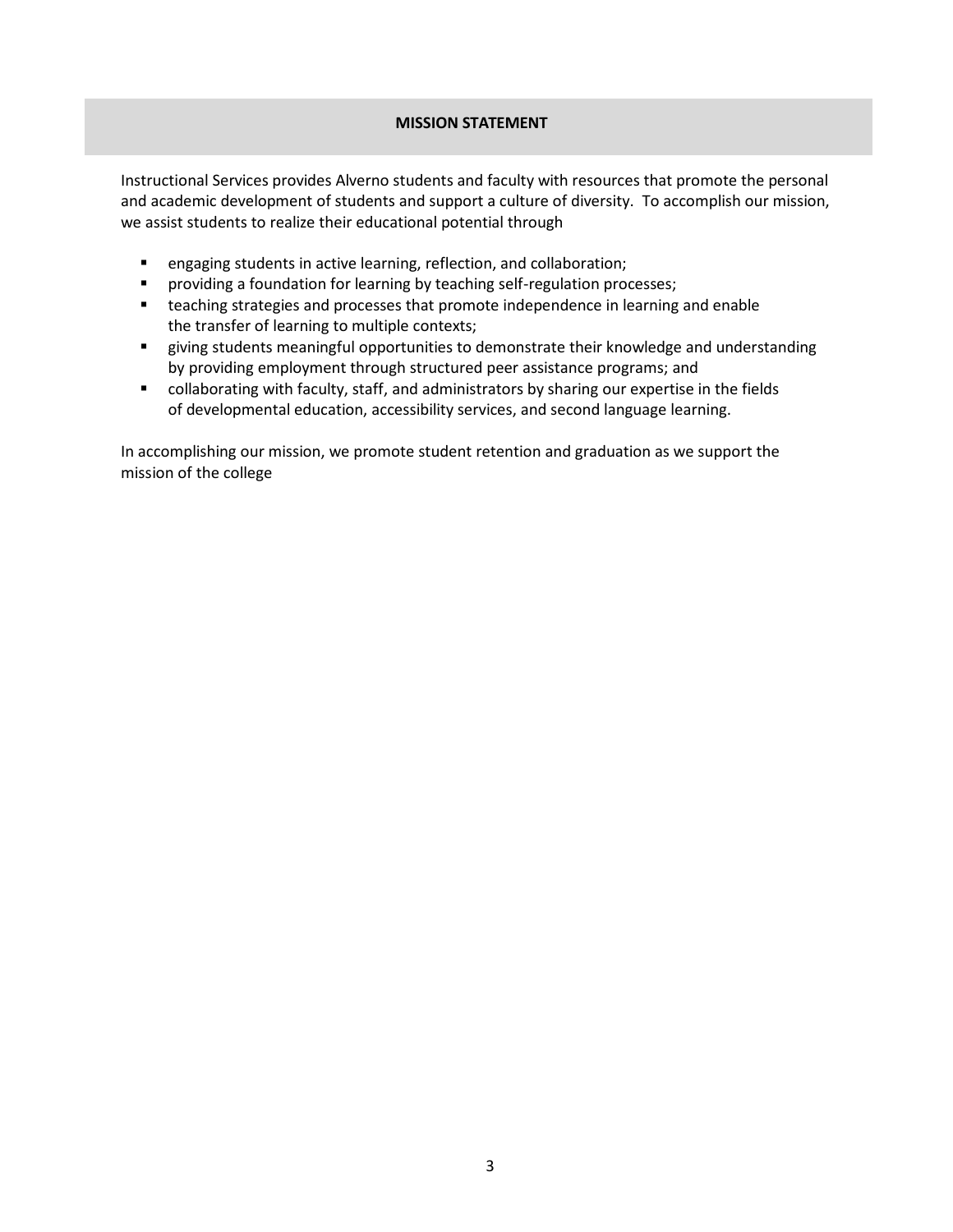## MISSION STATEMENT

Instructional Services provides Alverno students and faculty with resources that promote the personal and academic development of students and support a culture of diversity. To accomplish our mission, we assist students to realize their educational potential through

- engaging students in active learning, reflection, and collaboration;
- providing a foundation for learning by teaching self-regulation processes;
- teaching strategies and processes that promote independence in learning and enable the transfer of learning to multiple contexts;
- giving students meaningful opportunities to demonstrate their knowledge and understanding by providing employment through structured peer assistance programs; and
- collaborating with faculty, staff, and administrators by sharing our expertise in the fields of developmental education, accessibility services, and second language learning.

In accomplishing our mission, we promote student retention and graduation as we support the mission of the college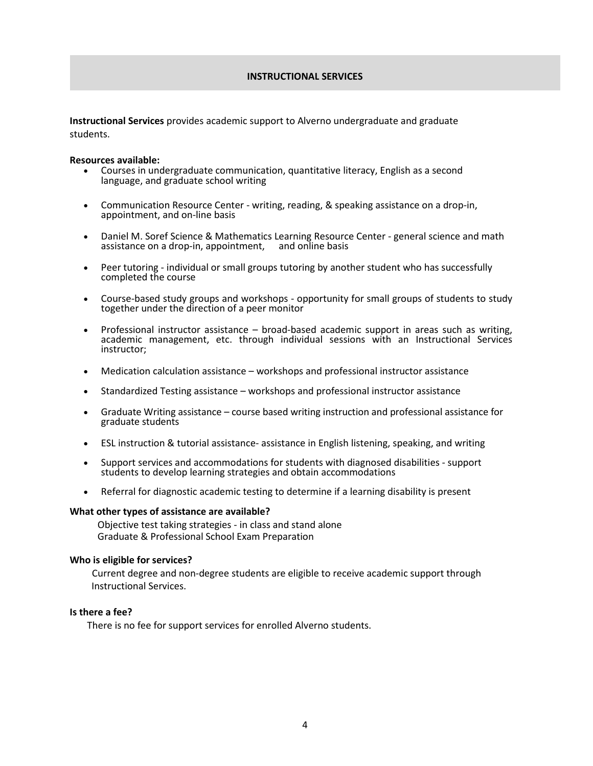## INSTRUCTIONAL SERVICES

**Instructional Services** provides academic support to Alverno undergraduate and graduate students.

**Resources available:**

- Courses in undergraduate communication, quantitative literacy, English as a second language, and graduate school writing
- Communication Resource Center - writing, reading, & speaking assistance on a drop-in, appointment, and on-line basis
- Daniel M. Soref Science & Mathematics Learning Resource Center - general science and math assistance on a drop-in, appointment, and online basis
- Peer tutoring - individual or small groups tutoring by another student who has successfully completed the course
- Course-based study groups and workshops - opportunity for small groups of students to study together under the direction of a peer monitor
- Professional instructor assistance – broad-based academic support in areas such as writing, academic management, etc. through individual sessions with an Instructional Services instructor;
- Medication calculation assistance – workshops and professional instructor assistance
- Standardized Testing assistance – workshops and professional instructor assistance
- Graduate Writing assistance – course based writing instruction and professional assistance for graduate students
- ESL instruction & tutorial assistance- assistance in English listening, speaking, and writing
- Support services and accommodations for students with diagnosed disabilities - support students to develop learning strategies and obtain accommodations
- Referral for diagnostic academic testing to determine if a learning disability is present

**What other types of assistance are available?**

Objective test taking strategies - in class and stand alone
Graduate & Professional School Exam Preparation

**Who is eligible for services?**

Current degree and non-degree students are eligible to receive academic support through Instructional Services.

**Is there a fee?**

There is no fee for support services for enrolled Alverno students.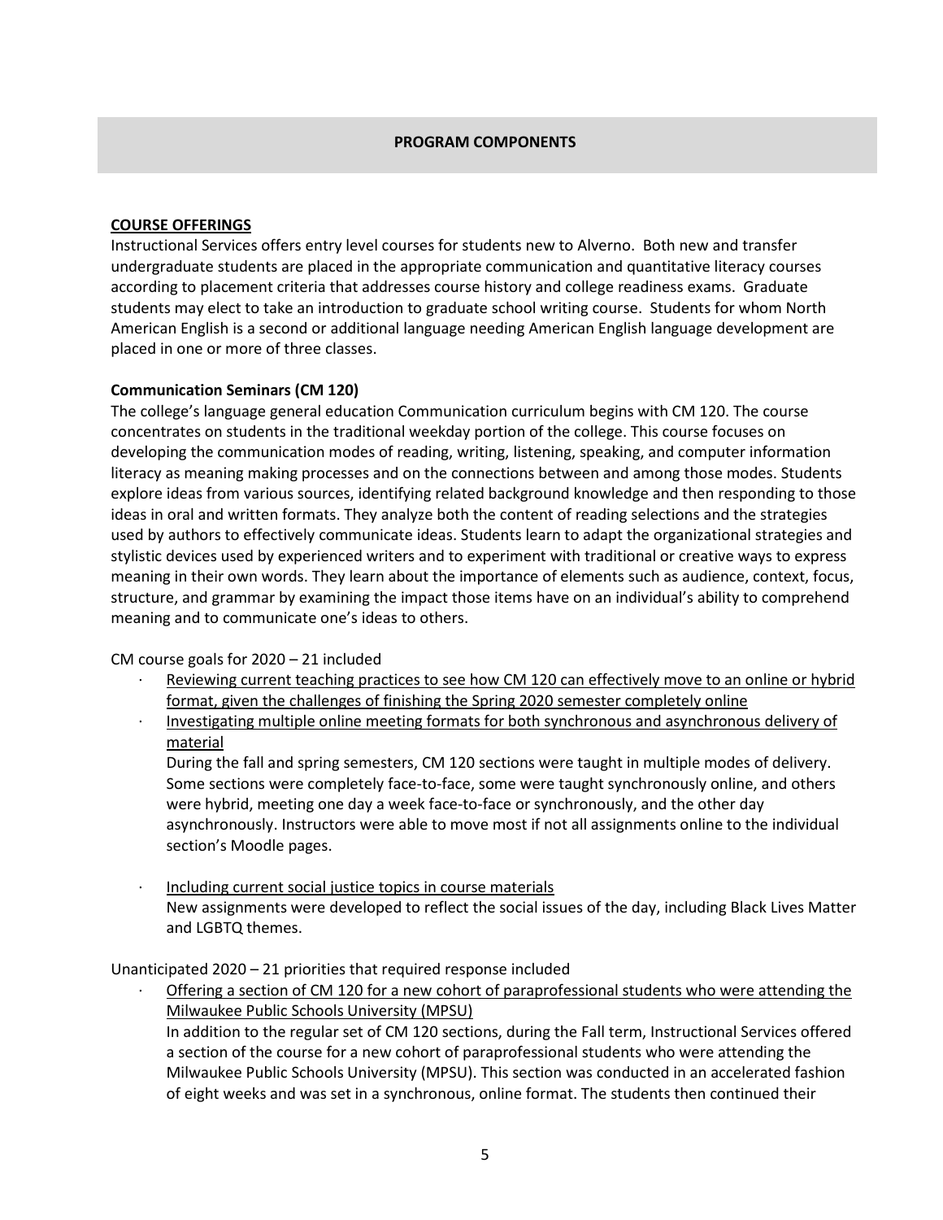## PROGRAM COMPONENTS

**COURSE OFFERINGS**

Instructional Services offers entry level courses for students new to Alverno. Both new and transfer undergraduate students are placed in the appropriate communication and quantitative literacy courses according to placement criteria that addresses course history and college readiness exams. Graduate students may elect to take an introduction to graduate school writing course. Students for whom North American English is a second or additional language needing American English language development are placed in one or more of three classes.

**Communication Seminars (CM 120)**

The college's language general education Communication curriculum begins with CM 120. The course concentrates on students in the traditional weekday portion of the college. This course focuses on developing the communication modes of reading, writing, listening, speaking, and computer information literacy as meaning making processes and on the connections between and among those modes. Students explore ideas from various sources, identifying related background knowledge and then responding to those ideas in oral and written formats. They analyze both the content of reading selections and the strategies used by authors to effectively communicate ideas. Students learn to adapt the organizational strategies and stylistic devices used by experienced writers and to experiment with traditional or creative ways to express meaning in their own words. They learn about the importance of elements such as audience, context, focus, structure, and grammar by examining the impact those items have on an individual's ability to comprehend meaning and to communicate one's ideas to others.

CM course goals for 2020 – 21 included

- Reviewing current teaching practices to see how CM 120 can effectively move to an online or hybrid format, given the challenges of finishing the Spring 2020 semester completely online
- Investigating multiple online meeting formats for both synchronous and asynchronous delivery of material

  During the fall and spring semesters, CM 120 sections were taught in multiple modes of delivery. Some sections were completely face-to-face, some were taught synchronously online, and others were hybrid, meeting one day a week face-to-face or synchronously, and the other day asynchronously. Instructors were able to move most if not all assignments online to the individual section's Moodle pages.

- Including current social justice topics in course materials

  New assignments were developed to reflect the social issues of the day, including Black Lives Matter and LGBTQ themes.

Unanticipated 2020 – 21 priorities that required response included

- Offering a section of CM 120 for a new cohort of paraprofessional students who were attending the Milwaukee Public Schools University (MPSU)

  In addition to the regular set of CM 120 sections, during the Fall term, Instructional Services offered a section of the course for a new cohort of paraprofessional students who were attending the Milwaukee Public Schools University (MPSU). This section was conducted in an accelerated fashion of eight weeks and was set in a synchronous, online format. The students then continued their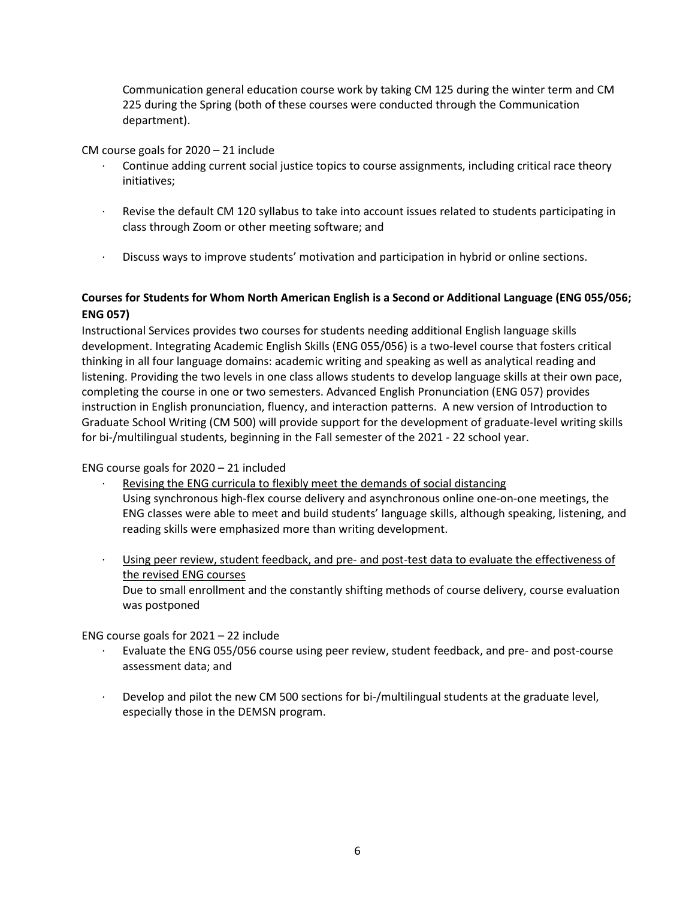Communication general education course work by taking CM 125 during the winter term and CM 225 during the Spring (both of these courses were conducted through the Communication department).

CM course goals for 2020 – 21 include

- Continue adding current social justice topics to course assignments, including critical race theory initiatives;
- Revise the default CM 120 syllabus to take into account issues related to students participating in class through Zoom or other meeting software; and
- Discuss ways to improve students' motivation and participation in hybrid or online sections.

**Courses for Students for Whom North American English is a Second or Additional Language (ENG 055/056; ENG 057)**

Instructional Services provides two courses for students needing additional English language skills development. Integrating Academic English Skills (ENG 055/056) is a two-level course that fosters critical thinking in all four language domains: academic writing and speaking as well as analytical reading and listening. Providing the two levels in one class allows students to develop language skills at their own pace, completing the course in one or two semesters. Advanced English Pronunciation (ENG 057) provides instruction in English pronunciation, fluency, and interaction patterns. A new version of Introduction to Graduate School Writing (CM 500) will provide support for the development of graduate-level writing skills for bi-/multilingual students, beginning in the Fall semester of the 2021 - 22 school year.

ENG course goals for 2020 – 21 included

- <u>Revising the ENG curricula to flexibly meet the demands of social distancing</u>
  Using synchronous high-flex course delivery and asynchronous online one-on-one meetings, the ENG classes were able to meet and build students' language skills, although speaking, listening, and reading skills were emphasized more than writing development.
- <u>Using peer review, student feedback, and pre- and post-test data to evaluate the effectiveness of the revised ENG courses</u>
  Due to small enrollment and the constantly shifting methods of course delivery, course evaluation was postponed

ENG course goals for 2021 – 22 include

- Evaluate the ENG 055/056 course using peer review, student feedback, and pre- and post-course assessment data; and
- Develop and pilot the new CM 500 sections for bi-/multilingual students at the graduate level, especially those in the DEMSN program.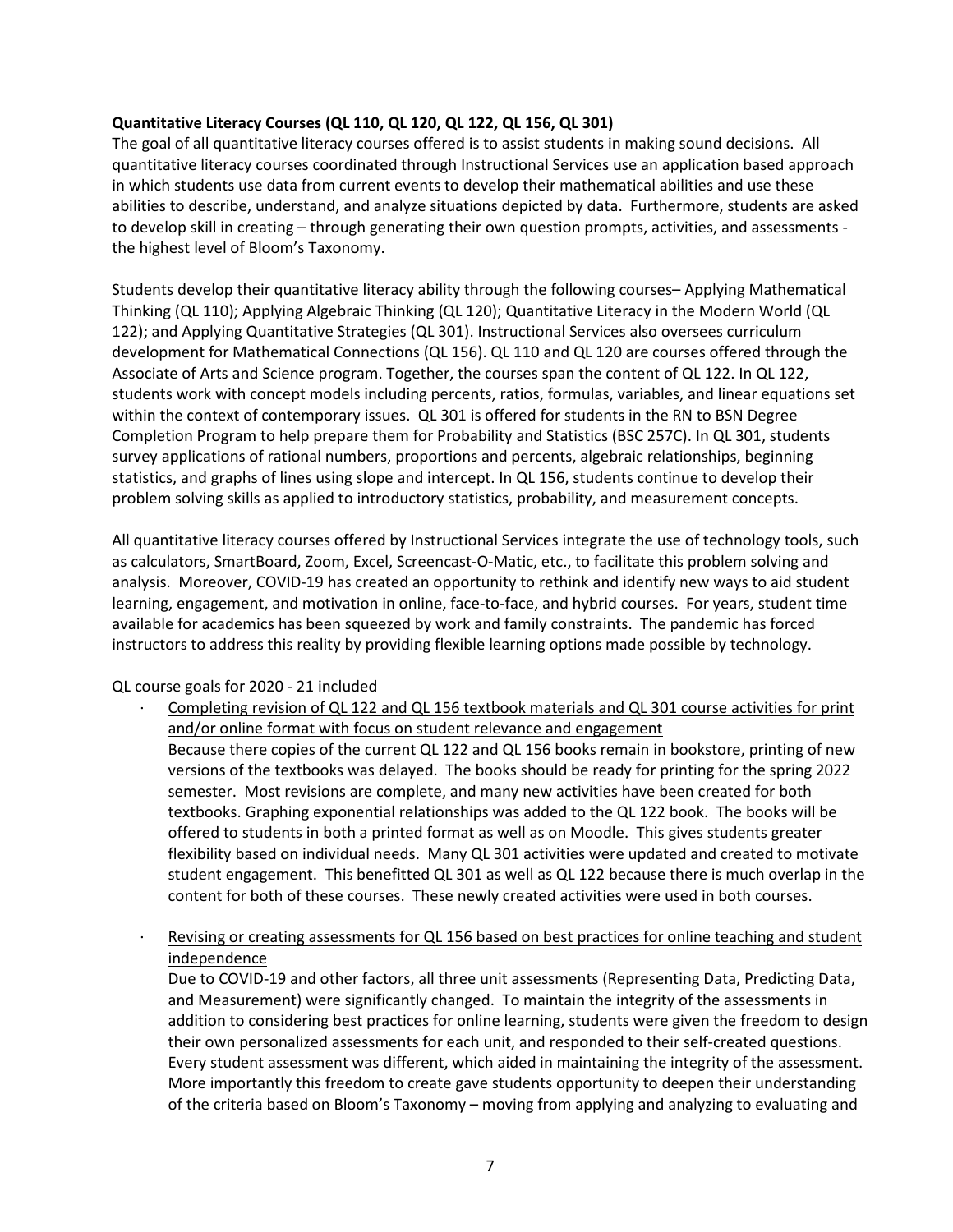**Quantitative Literacy Courses (QL 110, QL 120, QL 122, QL 156, QL 301)**

The goal of all quantitative literacy courses offered is to assist students in making sound decisions. All quantitative literacy courses coordinated through Instructional Services use an application based approach in which students use data from current events to develop their mathematical abilities and use these abilities to describe, understand, and analyze situations depicted by data. Furthermore, students are asked to develop skill in creating – through generating their own question prompts, activities, and assessments - the highest level of Bloom's Taxonomy.

Students develop their quantitative literacy ability through the following courses– Applying Mathematical Thinking (QL 110); Applying Algebraic Thinking (QL 120); Quantitative Literacy in the Modern World (QL 122); and Applying Quantitative Strategies (QL 301). Instructional Services also oversees curriculum development for Mathematical Connections (QL 156). QL 110 and QL 120 are courses offered through the Associate of Arts and Science program. Together, the courses span the content of QL 122. In QL 122, students work with concept models including percents, ratios, formulas, variables, and linear equations set within the context of contemporary issues. QL 301 is offered for students in the RN to BSN Degree Completion Program to help prepare them for Probability and Statistics (BSC 257C). In QL 301, students survey applications of rational numbers, proportions and percents, algebraic relationships, beginning statistics, and graphs of lines using slope and intercept. In QL 156, students continue to develop their problem solving skills as applied to introductory statistics, probability, and measurement concepts.

All quantitative literacy courses offered by Instructional Services integrate the use of technology tools, such as calculators, SmartBoard, Zoom, Excel, Screencast-O-Matic, etc., to facilitate this problem solving and analysis. Moreover, COVID-19 has created an opportunity to rethink and identify new ways to aid student learning, engagement, and motivation in online, face-to-face, and hybrid courses. For years, student time available for academics has been squeezed by work and family constraints. The pandemic has forced instructors to address this reality by providing flexible learning options made possible by technology.

QL course goals for 2020 - 21 included

- Completing revision of QL 122 and QL 156 textbook materials and QL 301 course activities for print and/or online format with focus on student relevance and engagement
  Because there copies of the current QL 122 and QL 156 books remain in bookstore, printing of new versions of the textbooks was delayed. The books should be ready for printing for the spring 2022 semester. Most revisions are complete, and many new activities have been created for both textbooks. Graphing exponential relationships was added to the QL 122 book. The books will be offered to students in both a printed format as well as on Moodle. This gives students greater flexibility based on individual needs. Many QL 301 activities were updated and created to motivate student engagement. This benefitted QL 301 as well as QL 122 because there is much overlap in the content for both of these courses. These newly created activities were used in both courses.

- Revising or creating assessments for QL 156 based on best practices for online teaching and student independence
  Due to COVID-19 and other factors, all three unit assessments (Representing Data, Predicting Data, and Measurement) were significantly changed. To maintain the integrity of the assessments in addition to considering best practices for online learning, students were given the freedom to design their own personalized assessments for each unit, and responded to their self-created questions. Every student assessment was different, which aided in maintaining the integrity of the assessment. More importantly this freedom to create gave students opportunity to deepen their understanding of the criteria based on Bloom's Taxonomy – moving from applying and analyzing to evaluating and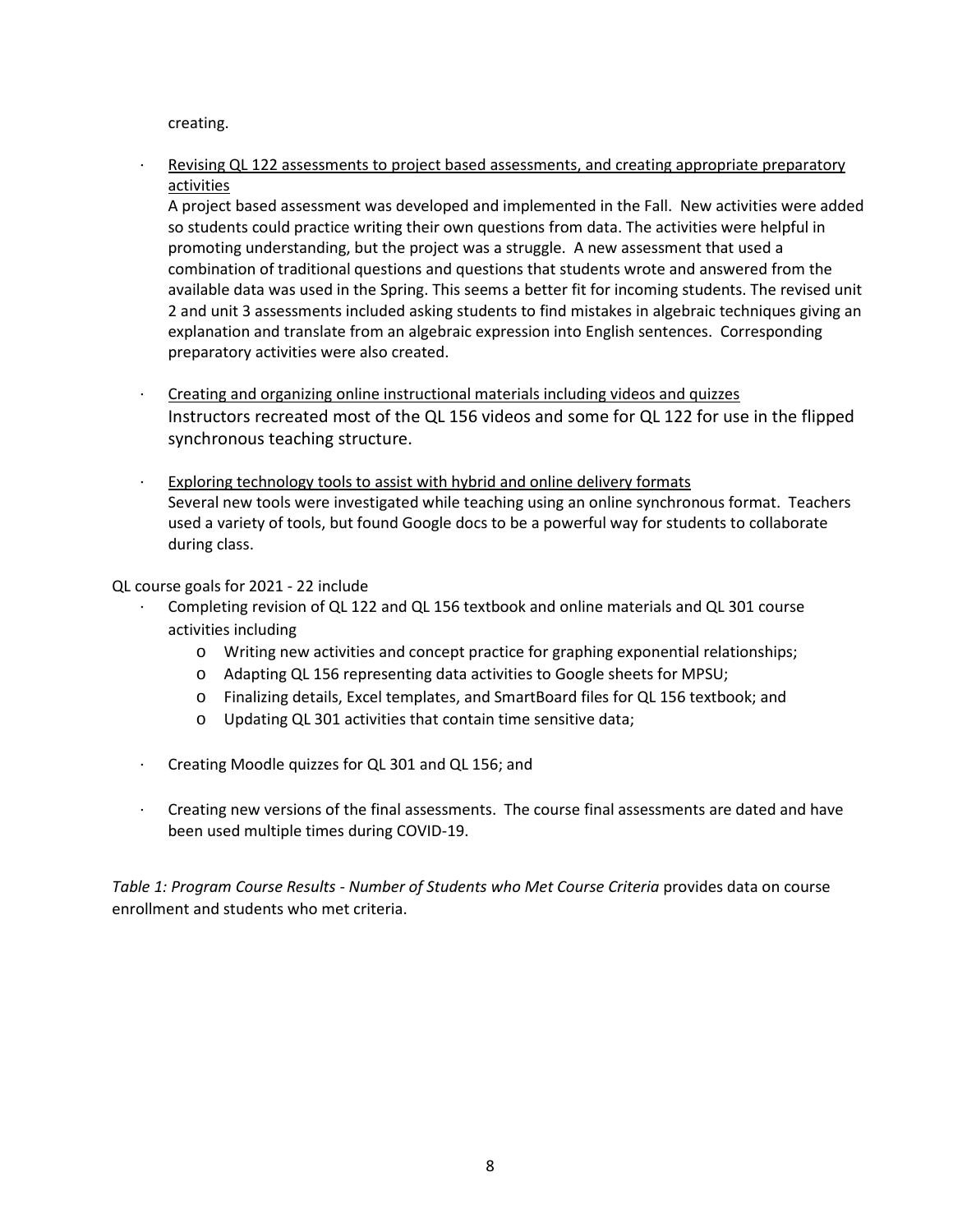creating.

- Revising QL 122 assessments to project based assessments, and creating appropriate preparatory activities
  A project based assessment was developed and implemented in the Fall. New activities were added so students could practice writing their own questions from data. The activities were helpful in promoting understanding, but the project was a struggle. A new assessment that used a combination of traditional questions and questions that students wrote and answered from the available data was used in the Spring. This seems a better fit for incoming students. The revised unit 2 and unit 3 assessments included asking students to find mistakes in algebraic techniques giving an explanation and translate from an algebraic expression into English sentences. Corresponding preparatory activities were also created.

- Creating and organizing online instructional materials including videos and quizzes
  Instructors recreated most of the QL 156 videos and some for QL 122 for use in the flipped synchronous teaching structure.

- Exploring technology tools to assist with hybrid and online delivery formats
  Several new tools were investigated while teaching using an online synchronous format. Teachers used a variety of tools, but found Google docs to be a powerful way for students to collaborate during class.

QL course goals for 2021 - 22 include

- Completing revision of QL 122 and QL 156 textbook and online materials and QL 301 course activities including
  - Writing new activities and concept practice for graphing exponential relationships;
  - Adapting QL 156 representing data activities to Google sheets for MPSU;
  - Finalizing details, Excel templates, and SmartBoard files for QL 156 textbook; and
  - Updating QL 301 activities that contain time sensitive data;

- Creating Moodle quizzes for QL 301 and QL 156; and

- Creating new versions of the final assessments. The course final assessments are dated and have been used multiple times during COVID-19.

*Table 1: Program Course Results - Number of Students who Met Course Criteria* provides data on course enrollment and students who met criteria.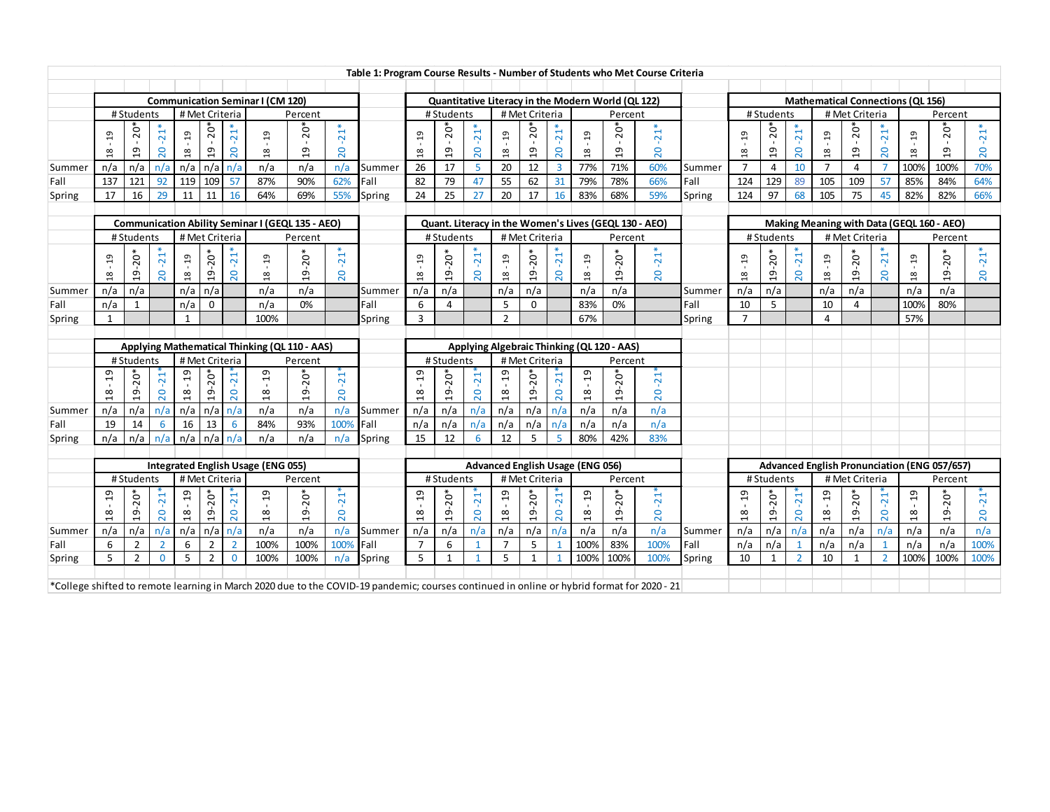**Table 1: Program Course Results - Number of Students who Met Course Criteria**

**Communication Seminar I (CM 120)**

| | # Students | | | # Met Criteria | | | Percent | | |
|---|---|---|---|---|---|---|---|---|---|
| | 18 - 19 | 19 - 20* | 20 - 21* | 18 - 19 | 19 - 20* | 20 - 21* | 18 - 19 | 19 - 20* | 20 - 21* |
| Summer | n/a | n/a | n/a | n/a | n/a | n/a | n/a | n/a | n/a |
| Fall | 137 | 121 | 92 | 119 | 109 | 57 | 87% | 90% | 62% |
| Spring | 17 | 16 | 29 | 11 | 11 | 16 | 64% | 69% | 55% |

**Quantitative Literacy in the Modern World (QL 122)**

| | # Students | | | # Met Criteria | | | Percent | | |
|---|---|---|---|---|---|---|---|---|---|
| | 18 - 19 | 19 - 20* | 20 - 21* | 18 - 19 | 19 - 20* | 20 - 21* | 18 - 19 | 19 - 20* | 20 - 21* |
| Summer | 26 | 17 | 5 | 20 | 12 | 3 | 77% | 71% | 60% |
| Fall | 82 | 79 | 47 | 55 | 62 | 31 | 79% | 78% | 66% |
| Spring | 24 | 25 | 27 | 20 | 17 | 16 | 83% | 68% | 59% |

**Mathematical Connections (QL 156)**

| | # Students | | | # Met Criteria | | | Percent | | |
|---|---|---|---|---|---|---|---|---|---|
| | 18 - 19 | 19 - 20* | 20 - 21* | 18 - 19 | 19 - 20* | 20 - 21* | 18 - 19 | 19 - 20* | 20 - 21* |
| Summer | 7 | 4 | 10 | 7 | 4 | 7 | 100% | 100% | 70% |
| Fall | 124 | 129 | 89 | 105 | 109 | 57 | 85% | 84% | 64% |
| Spring | 124 | 97 | 68 | 105 | 75 | 45 | 82% | 82% | 66% |

**Communication Ability Seminar I (GEQL 135 - AEO)**

| | # Students | | | # Met Criteria | | | Percent | | |
|---|---|---|---|---|---|---|---|---|---|
| | 18 - 19 | 19-20* | 20-21* | 18 - 19 | 19-20* | 20-21* | 18 - 19 | 19-20* | 20-21* |
| Summer | n/a | n/a | | n/a | n/a | | n/a | n/a | |
| Fall | n/a | 1 | | n/a | 0 | | n/a | 0% | |
| Spring | 1 | | | 1 | | | 100% | | |

**Quant. Literacy in the Women's Lives (GEQL 130 - AEO)**

| | # Students | | | # Met Criteria | | | Percent | | |
|---|---|---|---|---|---|---|---|---|---|
| | 18 - 19 | 19-20* | 20-21* | 18 - 19 | 19-20* | 20-21* | 18 - 19 | 19-20* | 20-21* |
| Summer | n/a | n/a | | n/a | n/a | | n/a | n/a | |
| Fall | 6 | 4 | | 5 | 0 | | 83% | 0% | |
| Spring | 3 | | | 2 | | | 67% | | |

**Making Meaning with Data (GEQL 160 - AEO)**

| | # Students | | | # Met Criteria | | | Percent | | |
|---|---|---|---|---|---|---|---|---|---|
| | 18 - 19 | 19-20* | 20-21* | 18 - 19 | 19-20* | 20-21* | 18 - 19 | 19-20* | 20-21* |
| Summer | n/a | n/a | | n/a | n/a | | n/a | n/a | |
| Fall | 10 | 5 | | 10 | 4 | | 100% | 80% | |
| Spring | 7 | | | 4 | | | 57% | | |

**Applying Mathematical Thinking (QL 110 - AAS)**

| | # Students | | | # Met Criteria | | | Percent | | |
|---|---|---|---|---|---|---|---|---|---|
| | 18 - 19 | 19-20* | 20-21* | 18 - 19 | 19-20* | 20-21* | 18 - 19 | 19-20* | 20-21* |
| Summer | n/a | n/a | n/a | n/a | n/a | n/a | n/a | n/a | n/a |
| Fall | 19 | 14 | 6 | 16 | 13 | 6 | 84% | 93% | 100% |
| Spring | n/a | n/a | n/a | n/a | n/a | n/a | n/a | n/a | n/a |

**Applying Algebraic Thinking (QL 120 - AAS)**

| | # Students | | | # Met Criteria | | | Percent | | |
|---|---|---|---|---|---|---|---|---|---|
| | 18 - 19 | 19-20* | 20-21* | 18 - 19 | 19-20* | 20-21* | 18 - 19 | 19-20* | 20-21* |
| Summer | n/a | n/a | n/a | n/a | n/a | n/a | n/a | n/a | n/a |
| Fall | n/a | n/a | n/a | n/a | n/a | n/a | n/a | n/a | n/a |
| Spring | 15 | 12 | 6 | 12 | 5 | 5 | 80% | 42% | 83% |

**Integrated English Usage (ENG 055)**

| | # Students | | | # Met Criteria | | | Percent | | |
|---|---|---|---|---|---|---|---|---|---|
| | 18 - 19 | 19-20* | 20-21* | 18 - 19 | 19-20* | 20-21* | 18 - 19 | 19-20* | 20-21* |
| Summer | n/a | n/a | n/a | n/a | n/a | n/a | n/a | n/a | n/a |
| Fall | 6 | 2 | 2 | 6 | 2 | 2 | 100% | 100% | 100% |
| Spring | 5 | 2 | 0 | 5 | 2 | 0 | 100% | 100% | n/a |

**Advanced English Usage (ENG 056)**

| | # Students | | | # Met Criteria | | | Percent | | |
|---|---|---|---|---|---|---|---|---|---|
| | 18 - 19 | 19-20* | 20-21* | 18 - 19 | 19-20* | 20-21* | 18 - 19 | 19-20* | 20-21* |
| Summer | n/a | n/a | n/a | n/a | n/a | n/a | n/a | n/a | n/a |
| Fall | 7 | 6 | 1 | 7 | 5 | 1 | 100% | 83% | 100% |
| Spring | 5 | 1 | 1 | 5 | 1 | 1 | 100% | 100% | 100% |

**Advanced English Pronunciation (ENG 057/657)**

| | # Students | | | # Met Criteria | | | Percent | | |
|---|---|---|---|---|---|---|---|---|---|
| | 18 - 19 | 19-20* | 20-21* | 18 - 19 | 19-20* | 20-21* | 18 - 19 | 19-20* | 20-21* |
| Summer | n/a | n/a | n/a | n/a | n/a | n/a | n/a | n/a | n/a |
| Fall | n/a | n/a | 1 | n/a | n/a | 1 | n/a | n/a | 100% |
| Spring | 10 | 1 | 2 | 10 | 1 | 2 | 100% | 100% | 100% |

*College shifted to remote learning in March 2020 due to the COVID-19 pandemic; courses continued in online or hybrid format for 2020 - 21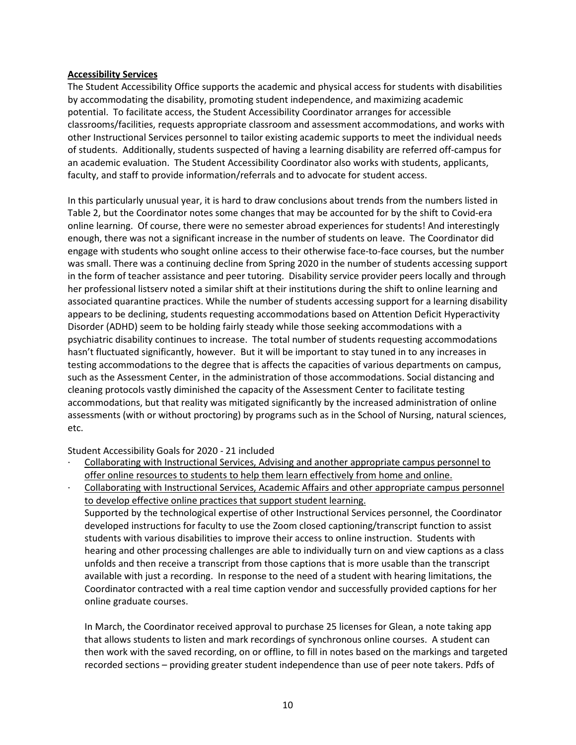**Accessibility Services**

The Student Accessibility Office supports the academic and physical access for students with disabilities by accommodating the disability, promoting student independence, and maximizing academic potential. To facilitate access, the Student Accessibility Coordinator arranges for accessible classrooms/facilities, requests appropriate classroom and assessment accommodations, and works with other Instructional Services personnel to tailor existing academic supports to meet the individual needs of students. Additionally, students suspected of having a learning disability are referred off-campus for an academic evaluation. The Student Accessibility Coordinator also works with students, applicants, faculty, and staff to provide information/referrals and to advocate for student access.

In this particularly unusual year, it is hard to draw conclusions about trends from the numbers listed in Table 2, but the Coordinator notes some changes that may be accounted for by the shift to Covid-era online learning. Of course, there were no semester abroad experiences for students! And interestingly enough, there was not a significant increase in the number of students on leave. The Coordinator did engage with students who sought online access to their otherwise face-to-face courses, but the number was small. There was a continuing decline from Spring 2020 in the number of students accessing support in the form of teacher assistance and peer tutoring. Disability service provider peers locally and through her professional listserv noted a similar shift at their institutions during the shift to online learning and associated quarantine practices. While the number of students accessing support for a learning disability appears to be declining, students requesting accommodations based on Attention Deficit Hyperactivity Disorder (ADHD) seem to be holding fairly steady while those seeking accommodations with a psychiatric disability continues to increase. The total number of students requesting accommodations hasn't fluctuated significantly, however. But it will be important to stay tuned in to any increases in testing accommodations to the degree that is affects the capacities of various departments on campus, such as the Assessment Center, in the administration of those accommodations. Social distancing and cleaning protocols vastly diminished the capacity of the Assessment Center to facilitate testing accommodations, but that reality was mitigated significantly by the increased administration of online assessments (with or without proctoring) by programs such as in the School of Nursing, natural sciences, etc.

Student Accessibility Goals for 2020 - 21 included

- Collaborating with Instructional Services, Advising and another appropriate campus personnel to offer online resources to students to help them learn effectively from home and online.
- Collaborating with Instructional Services, Academic Affairs and other appropriate campus personnel to develop effective online practices that support student learning.

  Supported by the technological expertise of other Instructional Services personnel, the Coordinator developed instructions for faculty to use the Zoom closed captioning/transcript function to assist students with various disabilities to improve their access to online instruction. Students with hearing and other processing challenges are able to individually turn on and view captions as a class unfolds and then receive a transcript from those captions that is more usable than the transcript available with just a recording. In response to the need of a student with hearing limitations, the Coordinator contracted with a real time caption vendor and successfully provided captions for her online graduate courses.

  In March, the Coordinator received approval to purchase 25 licenses for Glean, a note taking app that allows students to listen and mark recordings of synchronous online courses. A student can then work with the saved recording, on or offline, to fill in notes based on the markings and targeted recorded sections – providing greater student independence than use of peer note takers. Pdfs of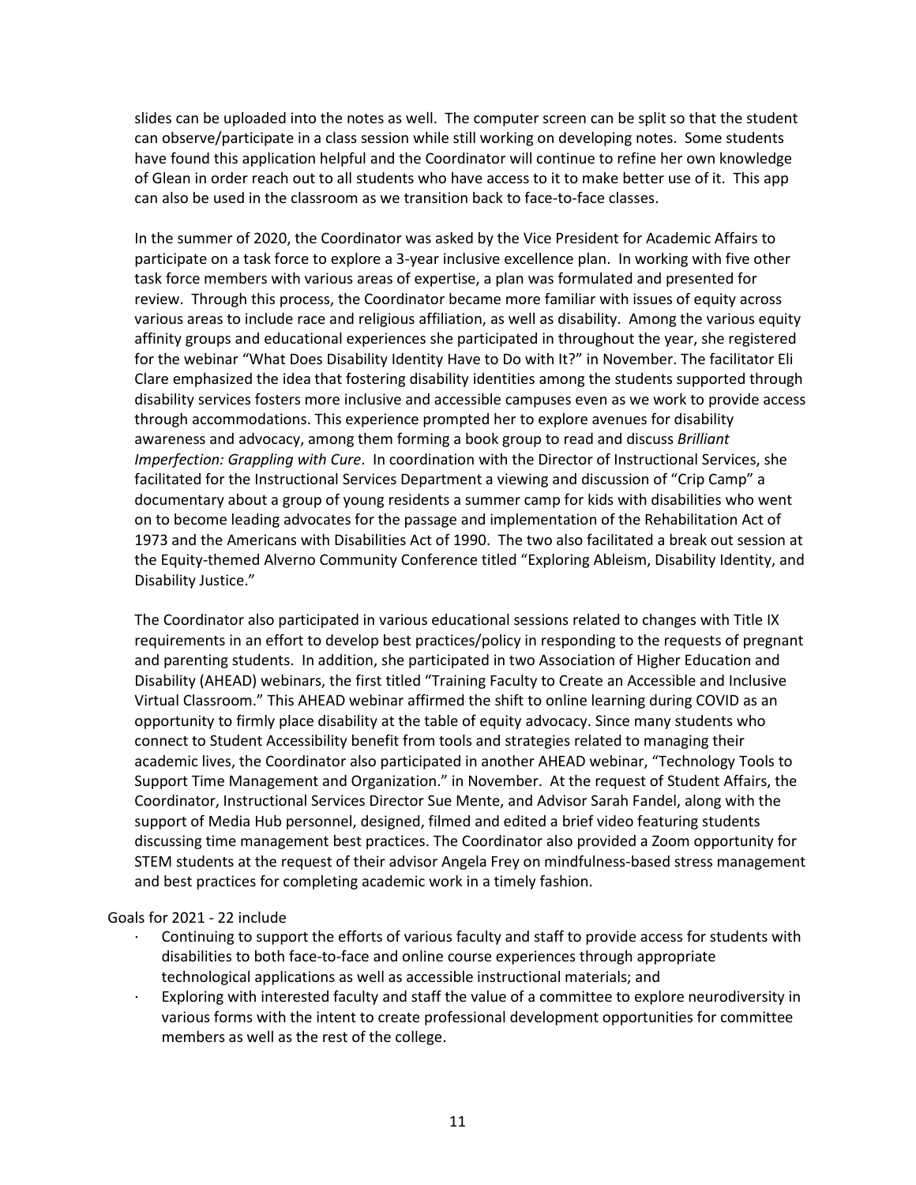slides can be uploaded into the notes as well. The computer screen can be split so that the student can observe/participate in a class session while still working on developing notes. Some students have found this application helpful and the Coordinator will continue to refine her own knowledge of Glean in order reach out to all students who have access to it to make better use of it. This app can also be used in the classroom as we transition back to face-to-face classes.

In the summer of 2020, the Coordinator was asked by the Vice President for Academic Affairs to participate on a task force to explore a 3-year inclusive excellence plan. In working with five other task force members with various areas of expertise, a plan was formulated and presented for review. Through this process, the Coordinator became more familiar with issues of equity across various areas to include race and religious affiliation, as well as disability. Among the various equity affinity groups and educational experiences she participated in throughout the year, she registered for the webinar "What Does Disability Identity Have to Do with It?" in November. The facilitator Eli Clare emphasized the idea that fostering disability identities among the students supported through disability services fosters more inclusive and accessible campuses even as we work to provide access through accommodations. This experience prompted her to explore avenues for disability awareness and advocacy, among them forming a book group to read and discuss *Brilliant Imperfection: Grappling with Cure*. In coordination with the Director of Instructional Services, she facilitated for the Instructional Services Department a viewing and discussion of "Crip Camp" a documentary about a group of young residents a summer camp for kids with disabilities who went on to become leading advocates for the passage and implementation of the Rehabilitation Act of 1973 and the Americans with Disabilities Act of 1990. The two also facilitated a break out session at the Equity-themed Alverno Community Conference titled "Exploring Ableism, Disability Identity, and Disability Justice."

The Coordinator also participated in various educational sessions related to changes with Title IX requirements in an effort to develop best practices/policy in responding to the requests of pregnant and parenting students. In addition, she participated in two Association of Higher Education and Disability (AHEAD) webinars, the first titled "Training Faculty to Create an Accessible and Inclusive Virtual Classroom." This AHEAD webinar affirmed the shift to online learning during COVID as an opportunity to firmly place disability at the table of equity advocacy. Since many students who connect to Student Accessibility benefit from tools and strategies related to managing their academic lives, the Coordinator also participated in another AHEAD webinar, "Technology Tools to Support Time Management and Organization." in November. At the request of Student Affairs, the Coordinator, Instructional Services Director Sue Mente, and Advisor Sarah Fandel, along with the support of Media Hub personnel, designed, filmed and edited a brief video featuring students discussing time management best practices. The Coordinator also provided a Zoom opportunity for STEM students at the request of their advisor Angela Frey on mindfulness-based stress management and best practices for completing academic work in a timely fashion.

Goals for 2021 - 22 include

- Continuing to support the efforts of various faculty and staff to provide access for students with disabilities to both face-to-face and online course experiences through appropriate technological applications as well as accessible instructional materials; and
- Exploring with interested faculty and staff the value of a committee to explore neurodiversity in various forms with the intent to create professional development opportunities for committee members as well as the rest of the college.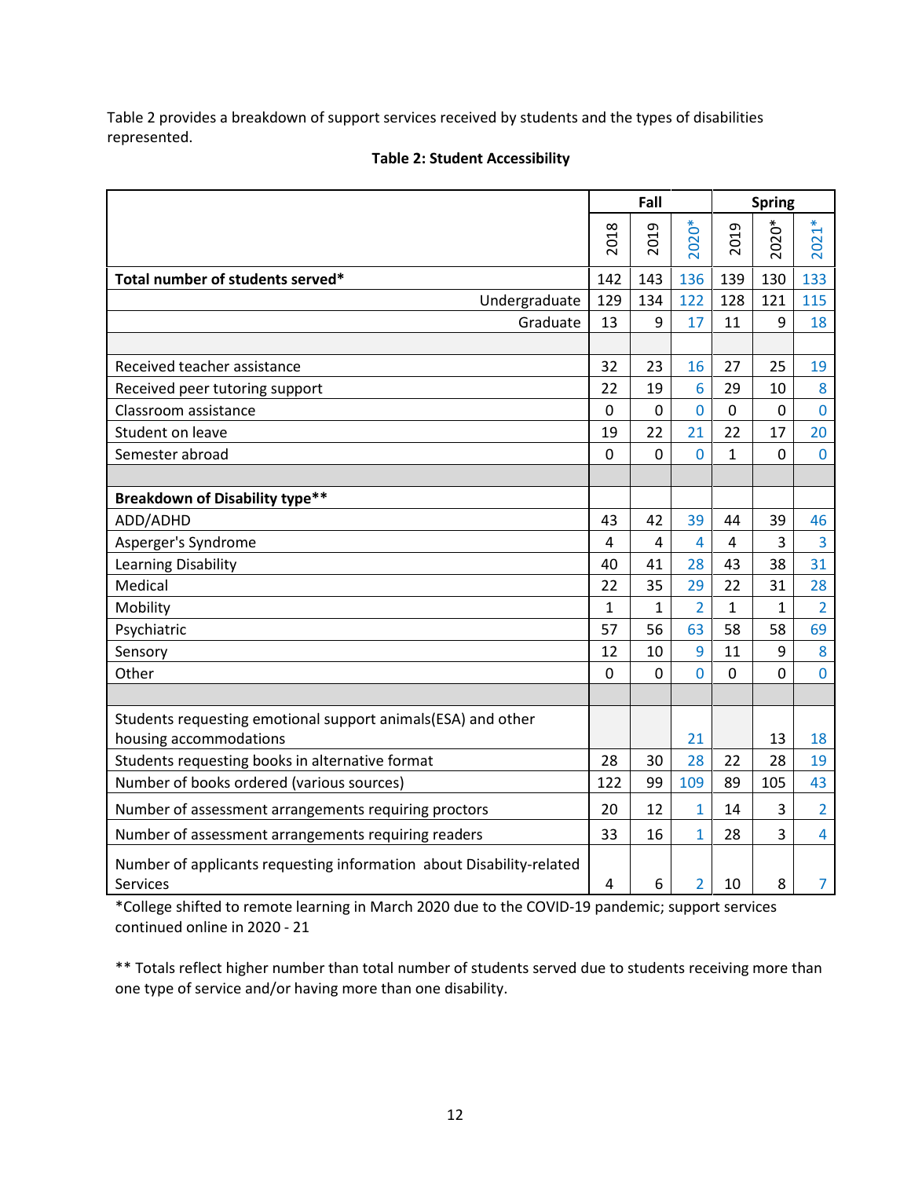Table 2 provides a breakdown of support services received by students and the types of disabilities represented.

**Table 2: Student Accessibility**

| | Fall | | | Spring | | |
|---|---|---|---|---|---|---|
| | 2018 | 2019 | 2020* | 2019 | 2020* | 2021* |
| **Total number of students served*** | 142 | 143 | 136 | 139 | 130 | 133 |
| Undergraduate | 129 | 134 | 122 | 128 | 121 | 115 |
| Graduate | 13 | 9 | 17 | 11 | 9 | 18 |
| | | | | | | |
| Received teacher assistance | 32 | 23 | 16 | 27 | 25 | 19 |
| Received peer tutoring support | 22 | 19 | 6 | 29 | 10 | 8 |
| Classroom assistance | 0 | 0 | 0 | 0 | 0 | 0 |
| Student on leave | 19 | 22 | 21 | 22 | 17 | 20 |
| Semester abroad | 0 | 0 | 0 | 1 | 0 | 0 |
| | | | | | | |
| **Breakdown of Disability type**** | | | | | | |
| ADD/ADHD | 43 | 42 | 39 | 44 | 39 | 46 |
| Asperger's Syndrome | 4 | 4 | 4 | 4 | 3 | 3 |
| Learning Disability | 40 | 41 | 28 | 43 | 38 | 31 |
| Medical | 22 | 35 | 29 | 22 | 31 | 28 |
| Mobility | 1 | 1 | 2 | 1 | 1 | 2 |
| Psychiatric | 57 | 56 | 63 | 58 | 58 | 69 |
| Sensory | 12 | 10 | 9 | 11 | 9 | 8 |
| Other | 0 | 0 | 0 | 0 | 0 | 0 |
| | | | | | | |
| Students requesting emotional support animals(ESA) and other housing accommodations | | | 21 | | 13 | 18 |
| Students requesting books in alternative format | 28 | 30 | 28 | 22 | 28 | 19 |
| Number of books ordered (various sources) | 122 | 99 | 109 | 89 | 105 | 43 |
| Number of assessment arrangements requiring proctors | 20 | 12 | 1 | 14 | 3 | 2 |
| Number of assessment arrangements requiring readers | 33 | 16 | 1 | 28 | 3 | 4 |
| Number of applicants requesting information about Disability-related Services | 4 | 6 | 2 | 10 | 8 | 7 |

*College shifted to remote learning in March 2020 due to the COVID-19 pandemic; support services continued online in 2020 - 21

** Totals reflect higher number than total number of students served due to students receiving more than one type of service and/or having more than one disability.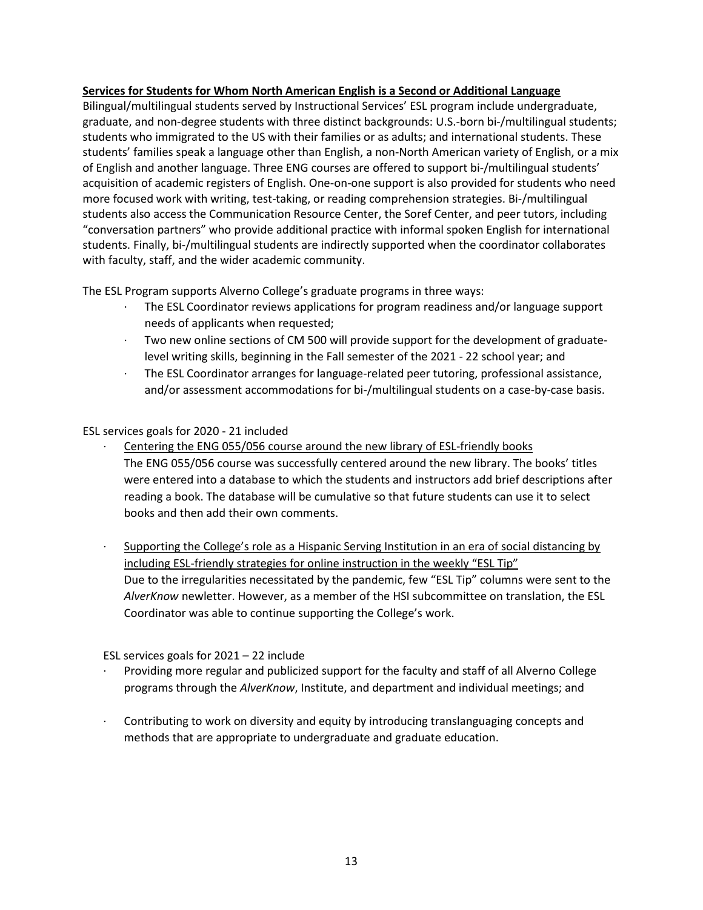**<u>Services for Students for Whom North American English is a Second or Additional Language</u>**

Bilingual/multilingual students served by Instructional Services' ESL program include undergraduate, graduate, and non-degree students with three distinct backgrounds: U.S.-born bi-/multilingual students; students who immigrated to the US with their families or as adults; and international students. These students' families speak a language other than English, a non-North American variety of English, or a mix of English and another language. Three ENG courses are offered to support bi-/multilingual students' acquisition of academic registers of English. One-on-one support is also provided for students who need more focused work with writing, test-taking, or reading comprehension strategies. Bi-/multilingual students also access the Communication Resource Center, the Soref Center, and peer tutors, including "conversation partners" who provide additional practice with informal spoken English for international students. Finally, bi-/multilingual students are indirectly supported when the coordinator collaborates with faculty, staff, and the wider academic community.

The ESL Program supports Alverno College's graduate programs in three ways:

- The ESL Coordinator reviews applications for program readiness and/or language support needs of applicants when requested;
- Two new online sections of CM 500 will provide support for the development of graduate-level writing skills, beginning in the Fall semester of the 2021 - 22 school year; and
- The ESL Coordinator arranges for language-related peer tutoring, professional assistance, and/or assessment accommodations for bi-/multilingual students on a case-by-case basis.

ESL services goals for 2020 - 21 included

- <u>Centering the ENG 055/056 course around the new library of ESL-friendly books</u>
  The ENG 055/056 course was successfully centered around the new library. The books' titles were entered into a database to which the students and instructors add brief descriptions after reading a book. The database will be cumulative so that future students can use it to select books and then add their own comments.

- <u>Supporting the College's role as a Hispanic Serving Institution in an era of social distancing by including ESL-friendly strategies for online instruction in the weekly "ESL Tip"</u>
  Due to the irregularities necessitated by the pandemic, few "ESL Tip" columns were sent to the *AlverKnow* newletter. However, as a member of the HSI subcommittee on translation, the ESL Coordinator was able to continue supporting the College's work.

ESL services goals for 2021 – 22 include

- Providing more regular and publicized support for the faculty and staff of all Alverno College programs through the *AlverKnow*, Institute, and department and individual meetings; and

- Contributing to work on diversity and equity by introducing translanguaging concepts and methods that are appropriate to undergraduate and graduate education.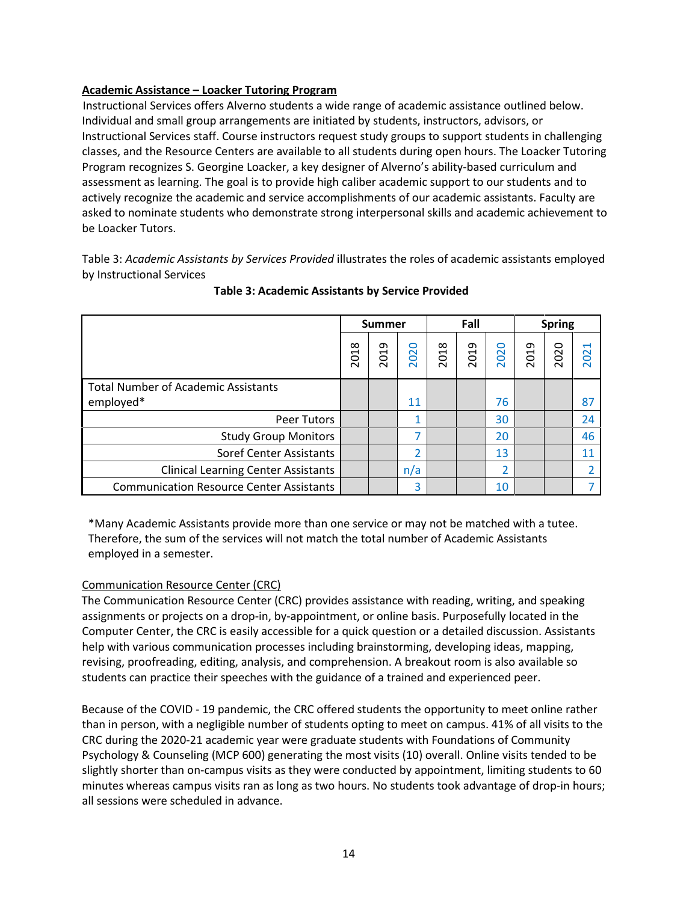**Academic Assistance – Loacker Tutoring Program**

Instructional Services offers Alverno students a wide range of academic assistance outlined below. Individual and small group arrangements are initiated by students, instructors, advisors, or Instructional Services staff. Course instructors request study groups to support students in challenging classes, and the Resource Centers are available to all students during open hours. The Loacker Tutoring Program recognizes S. Georgine Loacker, a key designer of Alverno's ability-based curriculum and assessment as learning. The goal is to provide high caliber academic support to our students and to actively recognize the academic and service accomplishments of our academic assistants. Faculty are asked to nominate students who demonstrate strong interpersonal skills and academic achievement to be Loacker Tutors.

Table 3: *Academic Assistants by Services Provided* illustrates the roles of academic assistants employed by Instructional Services

**Table 3: Academic Assistants by Service Provided**

| | Summer | | | Fall | | | Spring | | |
|---|---|---|---|---|---|---|---|---|---|
| | 2018 | 2019 | 2020 | 2018 | 2019 | 2020 | 2019 | 2020 | 2021 |
| Total Number of Academic Assistants employed* | | | 11 | | | 76 | | | 87 |
| Peer Tutors | | | 1 | | | 30 | | | 24 |
| Study Group Monitors | | | 7 | | | 20 | | | 46 |
| Soref Center Assistants | | | 2 | | | 13 | | | 11 |
| Clinical Learning Center Assistants | | | n/a | | | 2 | | | 2 |
| Communication Resource Center Assistants | | | 3 | | | 10 | | | 7 |

*Many Academic Assistants provide more than one service or may not be matched with a tutee. Therefore, the sum of the services will not match the total number of Academic Assistants employed in a semester.

Communication Resource Center (CRC)

The Communication Resource Center (CRC) provides assistance with reading, writing, and speaking assignments or projects on a drop-in, by-appointment, or online basis. Purposefully located in the Computer Center, the CRC is easily accessible for a quick question or a detailed discussion. Assistants help with various communication processes including brainstorming, developing ideas, mapping, revising, proofreading, editing, analysis, and comprehension. A breakout room is also available so students can practice their speeches with the guidance of a trained and experienced peer.

Because of the COVID - 19 pandemic, the CRC offered students the opportunity to meet online rather than in person, with a negligible number of students opting to meet on campus. 41% of all visits to the CRC during the 2020-21 academic year were graduate students with Foundations of Community Psychology & Counseling (MCP 600) generating the most visits (10) overall. Online visits tended to be slightly shorter than on-campus visits as they were conducted by appointment, limiting students to 60 minutes whereas campus visits ran as long as two hours. No students took advantage of drop-in hours; all sessions were scheduled in advance.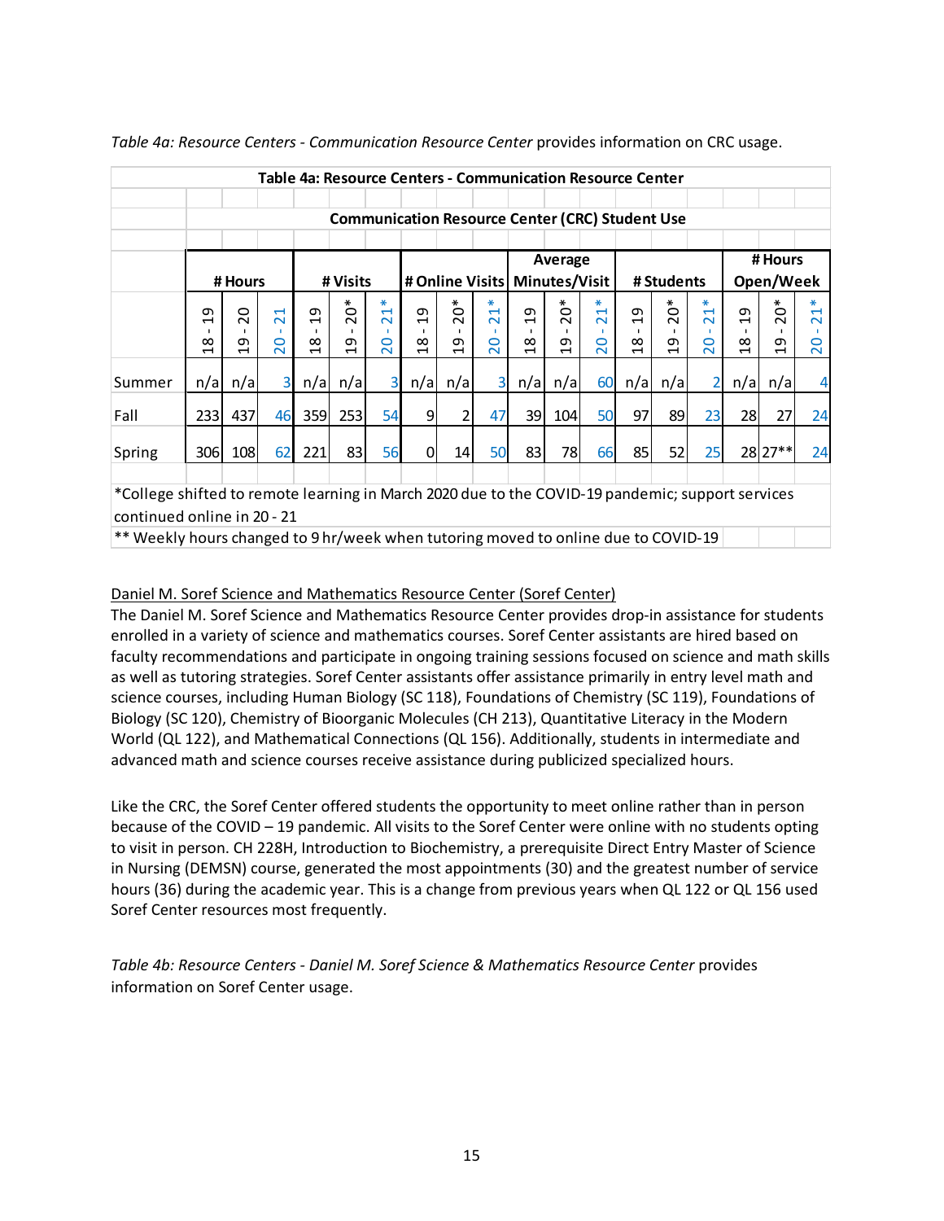*Table 4a: Resource Centers - Communication Resource Center* provides information on CRC usage.

**Table 4a: Resource Centers - Communication Resource Center**

**Communication Resource Center (CRC) Student Use**

| | # Hours | | | # Visits | | | # Online Visits | | | Average Minutes/Visit | | | # Students | | | # Hours Open/Week | | |
|---|---|---|---|---|---|---|---|---|---|---|---|---|---|---|---|---|---|---|
| | 18 - 19 | 19 - 20 | 20 - 21 | 18 - 19 | 19 - 20* | 20 - 21* | 18 - 19 | 19 - 20* | 20 - 21* | 18 - 19 | 19 - 20* | 20 - 21* | 18 - 19 | 19 - 20* | 20 - 21* | 18 - 19 | 19 - 20* | 20 - 21* |
| Summer | n/a | n/a | 3 | n/a | n/a | 3 | n/a | n/a | 3 | n/a | n/a | 60 | n/a | n/a | 2 | n/a | n/a | 4 |
| Fall | 233 | 437 | 46 | 359 | 253 | 54 | 9 | 2 | 47 | 39 | 104 | 50 | 97 | 89 | 23 | 28 | 27 | 24 |
| Spring | 306 | 108 | 62 | 221 | 83 | 56 | 0 | 14 | 50 | 83 | 78 | 66 | 85 | 52 | 25 | 28 | 27** | 24 |

*College shifted to remote learning in March 2020 due to the COVID-19 pandemic; support services continued online in 20 - 21

** Weekly hours changed to 9 hr/week when tutoring moved to online due to COVID-19

<u>Daniel M. Soref Science and Mathematics Resource Center (Soref Center)</u>

The Daniel M. Soref Science and Mathematics Resource Center provides drop-in assistance for students enrolled in a variety of science and mathematics courses. Soref Center assistants are hired based on faculty recommendations and participate in ongoing training sessions focused on science and math skills as well as tutoring strategies. Soref Center assistants offer assistance primarily in entry level math and science courses, including Human Biology (SC 118), Foundations of Chemistry (SC 119), Foundations of Biology (SC 120), Chemistry of Bioorganic Molecules (CH 213), Quantitative Literacy in the Modern World (QL 122), and Mathematical Connections (QL 156). Additionally, students in intermediate and advanced math and science courses receive assistance during publicized specialized hours.

Like the CRC, the Soref Center offered students the opportunity to meet online rather than in person because of the COVID – 19 pandemic. All visits to the Soref Center were online with no students opting to visit in person. CH 228H, Introduction to Biochemistry, a prerequisite Direct Entry Master of Science in Nursing (DEMSN) course, generated the most appointments (30) and the greatest number of service hours (36) during the academic year. This is a change from previous years when QL 122 or QL 156 used Soref Center resources most frequently.

*Table 4b: Resource Centers - Daniel M. Soref Science & Mathematics Resource Center* provides information on Soref Center usage.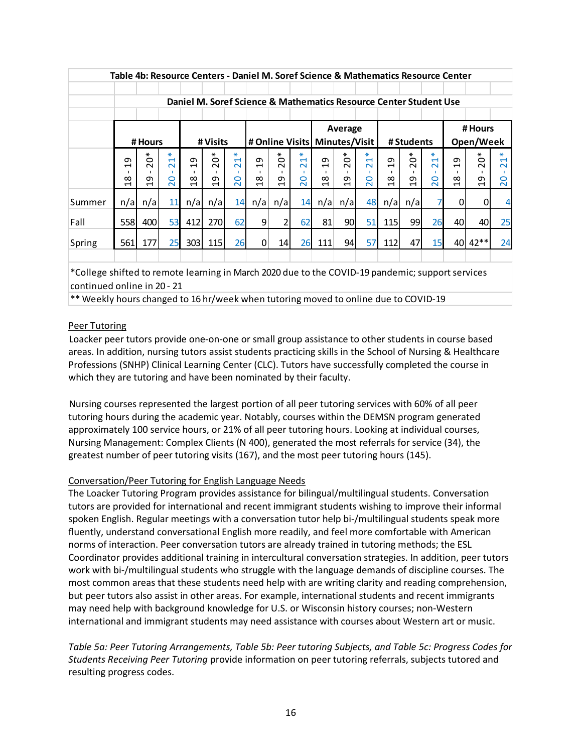**Table 4b: Resource Centers - Daniel M. Soref Science & Mathematics Resource Center**

**Daniel M. Soref Science & Mathematics Resource Center Student Use**

| | # Hours | | | # Visits | | | # Online Visits | | | Average Minutes/Visit | | | # Students | | | # Hours Open/Week | | |
|---|---|---|---|---|---|---|---|---|---|---|---|---|---|---|---|---|---|---|
| | 18 - 19 | 19 - 20* | 20 - 21* | 18 - 19 | 19 - 20* | 20 - 21* | 18 - 19 | 19 - 20* | 20 - 21* | 18 - 19 | 19 - 20* | 20 - 21* | 18 - 19 | 19 - 20* | 20 - 21* | 18 - 19 | 19 - 20* | 20 - 21* |
| Summer | n/a | n/a | 11 | n/a | n/a | 14 | n/a | n/a | 14 | n/a | n/a | 48 | n/a | n/a | 7 | 0 | 0 | 4 |
| Fall | 558 | 400 | 53 | 412 | 270 | 62 | 9 | 2 | 62 | 81 | 90 | 51 | 115 | 99 | 26 | 40 | 40 | 25 |
| Spring | 561 | 177 | 25 | 303 | 115 | 26 | 0 | 14 | 26 | 111 | 94 | 57 | 112 | 47 | 15 | 40 | 42** | 24 |

*College shifted to remote learning in March 2020 due to the COVID-19 pandemic; support services continued online in 20 - 21

** Weekly hours changed to 16 hr/week when tutoring moved to online due to COVID-19

Peer Tutoring

Loacker peer tutors provide one-on-one or small group assistance to other students in course based areas. In addition, nursing tutors assist students practicing skills in the School of Nursing & Healthcare Professions (SNHP) Clinical Learning Center (CLC). Tutors have successfully completed the course in which they are tutoring and have been nominated by their faculty.

Nursing courses represented the largest portion of all peer tutoring services with 60% of all peer tutoring hours during the academic year. Notably, courses within the DEMSN program generated approximately 100 service hours, or 21% of all peer tutoring hours. Looking at individual courses, Nursing Management: Complex Clients (N 400), generated the most referrals for service (34), the greatest number of peer tutoring visits (167), and the most peer tutoring hours (145).

Conversation/Peer Tutoring for English Language Needs

The Loacker Tutoring Program provides assistance for bilingual/multilingual students. Conversation tutors are provided for international and recent immigrant students wishing to improve their informal spoken English. Regular meetings with a conversation tutor help bi-/multilingual students speak more fluently, understand conversational English more readily, and feel more comfortable with American norms of interaction. Peer conversation tutors are already trained in tutoring methods; the ESL Coordinator provides additional training in intercultural conversation strategies. In addition, peer tutors work with bi-/multilingual students who struggle with the language demands of discipline courses. The most common areas that these students need help with are writing clarity and reading comprehension, but peer tutors also assist in other areas. For example, international students and recent immigrants may need help with background knowledge for U.S. or Wisconsin history courses; non-Western international and immigrant students may need assistance with courses about Western art or music.

*Table 5a: Peer Tutoring Arrangements, Table 5b: Peer tutoring Subjects, and Table 5c: Progress Codes for Students Receiving Peer Tutoring* provide information on peer tutoring referrals, subjects tutored and resulting progress codes.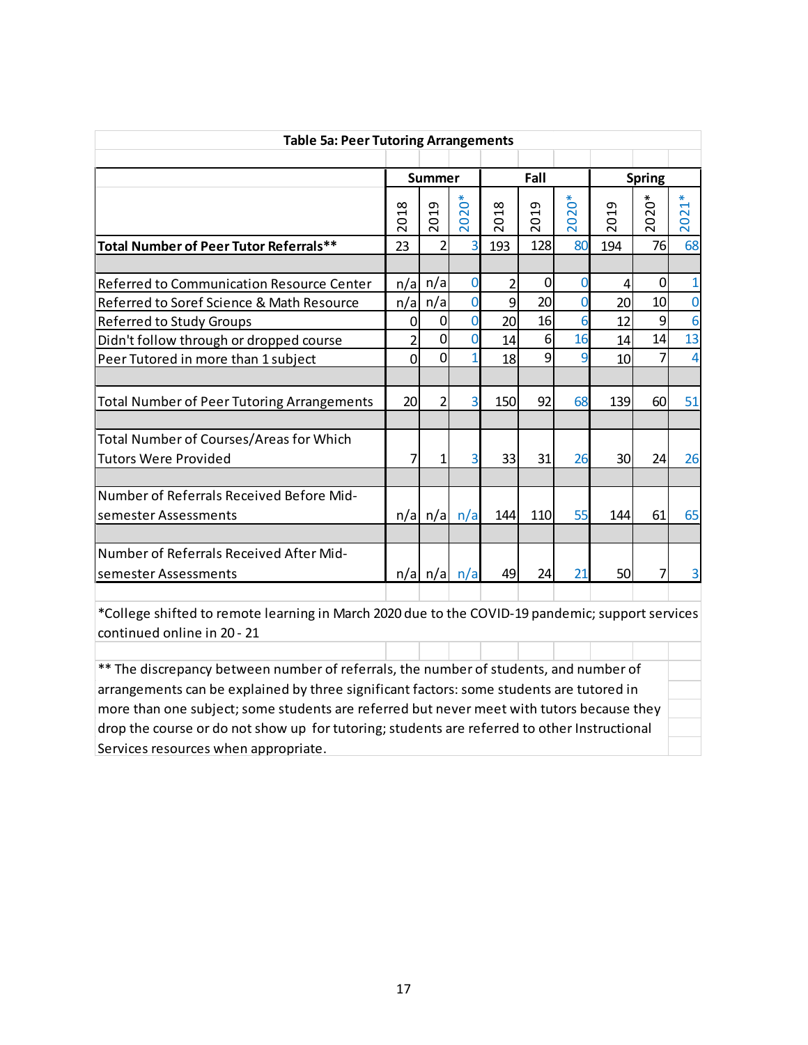**Table 5a: Peer Tutoring Arrangements**

| | Summer | | | Fall | | | Spring | | |
|---|---|---|---|---|---|---|---|---|---|
| | 2018 | 2019 | 2020* | 2018 | 2019 | 2020* | 2019 | 2020* | 2021* |
| **Total Number of Peer Tutor Referrals**** | 23 | 2 | 3 | 193 | 128 | 80 | 194 | 76 | 68 |
| Referred to Communication Resource Center | n/a | n/a | 0 | 2 | 0 | 0 | 4 | 0 | 1 |
| Referred to Soref Science & Math Resource | n/a | n/a | 0 | 9 | 20 | 0 | 20 | 10 | 0 |
| Referred to Study Groups | 0 | 0 | 0 | 20 | 16 | 6 | 12 | 9 | 6 |
| Didn't follow through or dropped course | 2 | 0 | 0 | 14 | 6 | 16 | 14 | 14 | 13 |
| Peer Tutored in more than 1 subject | 0 | 0 | 1 | 18 | 9 | 9 | 10 | 7 | 4 |
| Total Number of Peer Tutoring Arrangements | 20 | 2 | 3 | 150 | 92 | 68 | 139 | 60 | 51 |
| Total Number of Courses/Areas for Which Tutors Were Provided | 7 | 1 | 3 | 33 | 31 | 26 | 30 | 24 | 26 |
| Number of Referrals Received Before Mid-semester Assessments | n/a | n/a | n/a | 144 | 110 | 55 | 144 | 61 | 65 |
| Number of Referrals Received After Mid-semester Assessments | n/a | n/a | n/a | 49 | 24 | 21 | 50 | 7 | 3 |

*College shifted to remote learning in March 2020 due to the COVID-19 pandemic; support services continued online in 20 - 21

** The discrepancy between number of referrals, the number of students, and number of arrangements can be explained by three significant factors: some students are tutored in more than one subject; some students are referred but never meet with tutors because they drop the course or do not show up for tutoring; students are referred to other Instructional Services resources when appropriate.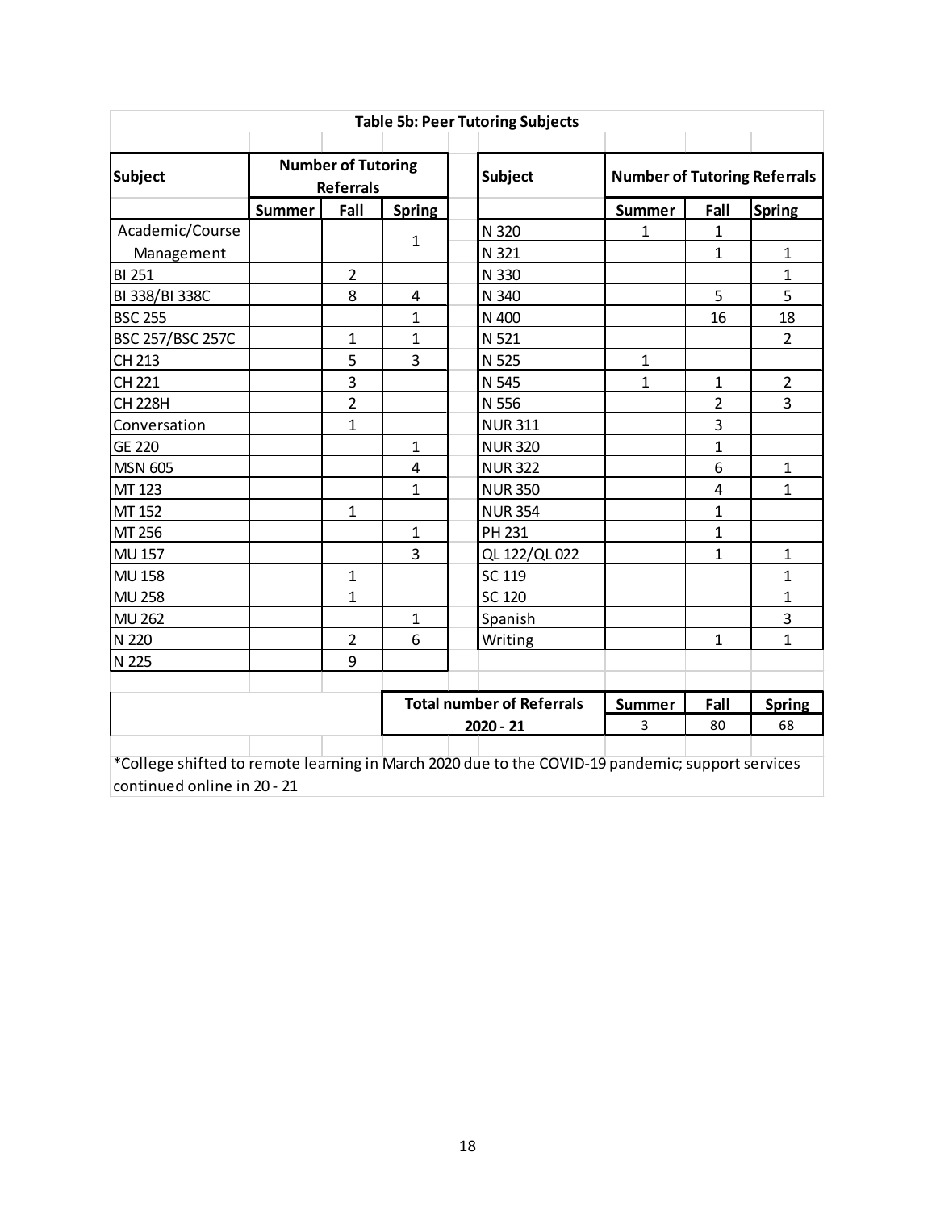**Table 5b: Peer Tutoring Subjects**

| Subject | Number of Tutoring Referrals | | | Subject | Number of Tutoring Referrals | | |
|---|---|---|---|---|---|---|---|
| | Summer | Fall | Spring | | Summer | Fall | Spring |
| Academic/Course Management | | | 1 | N 320 | 1 | 1 | |
| | | | | N 321 | | 1 | 1 |
| BI 251 | | 2 | | N 330 | | | 1 |
| BI 338/BI 338C | | 8 | 4 | N 340 | | 5 | 5 |
| BSC 255 | | | 1 | N 400 | | 16 | 18 |
| BSC 257/BSC 257C | | 1 | 1 | N 521 | | | 2 |
| CH 213 | | 5 | 3 | N 525 | 1 | | |
| CH 221 | | 3 | | N 545 | 1 | 1 | 2 |
| CH 228H | | 2 | | N 556 | | 2 | 3 |
| Conversation | | 1 | | NUR 311 | | 3 | |
| GE 220 | | | 1 | NUR 320 | | 1 | |
| MSN 605 | | | 4 | NUR 322 | | 6 | 1 |
| MT 123 | | | 1 | NUR 350 | | 4 | 1 |
| MT 152 | | 1 | | NUR 354 | | 1 | |
| MT 256 | | | 1 | PH 231 | | 1 | |
| MU 157 | | | 3 | QL 122/QL 022 | | 1 | 1 |
| MU 158 | | 1 | | SC 119 | | | 1 |
| MU 258 | | 1 | | SC 120 | | | 1 |
| MU 262 | | | 1 | Spanish | | | 3 |
| N 220 | | 2 | 6 | Writing | | 1 | 1 |
| N 225 | | 9 | | | | | |

| Total number of Referrals 2020 - 21 | Summer | Fall | Spring |
|---|---|---|---|
| | 3 | 80 | 68 |

*College shifted to remote learning in March 2020 due to the COVID-19 pandemic; support services continued online in 20 - 21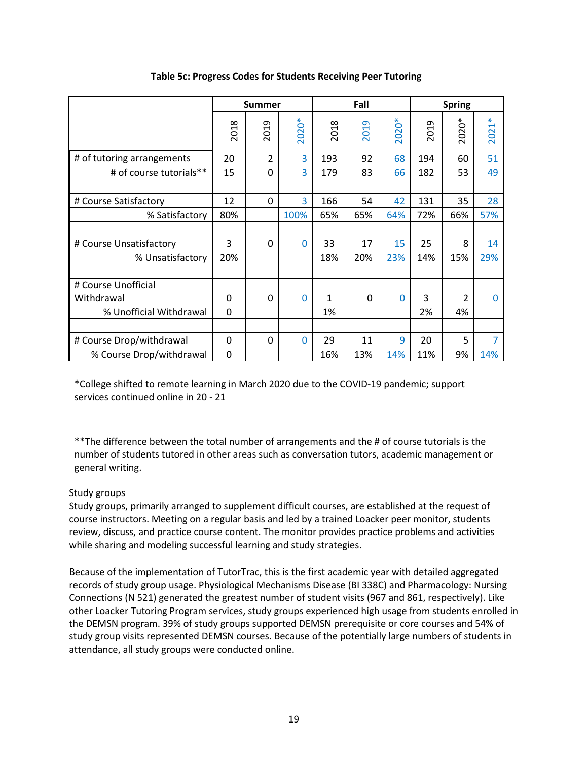**Table 5c: Progress Codes for Students Receiving Peer Tutoring**

| | Summer | | | Fall | | | Spring | | |
|---|---|---|---|---|---|---|---|---|---|
| | 2018 | 2019 | 2020* | 2018 | 2019 | 2020* | 2019 | 2020* | 2021* |
| # of tutoring arrangements | 20 | 2 | 3 | 193 | 92 | 68 | 194 | 60 | 51 |
| # of course tutorials** | 15 | 0 | 3 | 179 | 83 | 66 | 182 | 53 | 49 |
| | | | | | | | | | |
| # Course Satisfactory | 12 | 0 | 3 | 166 | 54 | 42 | 131 | 35 | 28 |
| % Satisfactory | 80% | | 100% | 65% | 65% | 64% | 72% | 66% | 57% |
| | | | | | | | | | |
| # Course Unsatisfactory | 3 | 0 | 0 | 33 | 17 | 15 | 25 | 8 | 14 |
| % Unsatisfactory | 20% | | | 18% | 20% | 23% | 14% | 15% | 29% |
| | | | | | | | | | |
| # Course Unofficial Withdrawal | 0 | 0 | 0 | 1 | 0 | 0 | 3 | 2 | 0 |
| % Unofficial Withdrawal | 0 | | | 1% | | | 2% | 4% | |
| | | | | | | | | | |
| # Course Drop/withdrawal | 0 | 0 | 0 | 29 | 11 | 9 | 20 | 5 | 7 |
| % Course Drop/withdrawal | 0 | | | 16% | 13% | 14% | 11% | 9% | 14% |

*College shifted to remote learning in March 2020 due to the COVID-19 pandemic; support services continued online in 20 - 21

**The difference between the total number of arrangements and the # of course tutorials is the number of students tutored in other areas such as conversation tutors, academic management or general writing.

Study groups

Study groups, primarily arranged to supplement difficult courses, are established at the request of course instructors. Meeting on a regular basis and led by a trained Loacker peer monitor, students review, discuss, and practice course content. The monitor provides practice problems and activities while sharing and modeling successful learning and study strategies.

Because of the implementation of TutorTrac, this is the first academic year with detailed aggregated records of study group usage. Physiological Mechanisms Disease (BI 338C) and Pharmacology: Nursing Connections (N 521) generated the greatest number of student visits (967 and 861, respectively). Like other Loacker Tutoring Program services, study groups experienced high usage from students enrolled in the DEMSN program. 39% of study groups supported DEMSN prerequisite or core courses and 54% of study group visits represented DEMSN courses. Because of the potentially large numbers of students in attendance, all study groups were conducted online.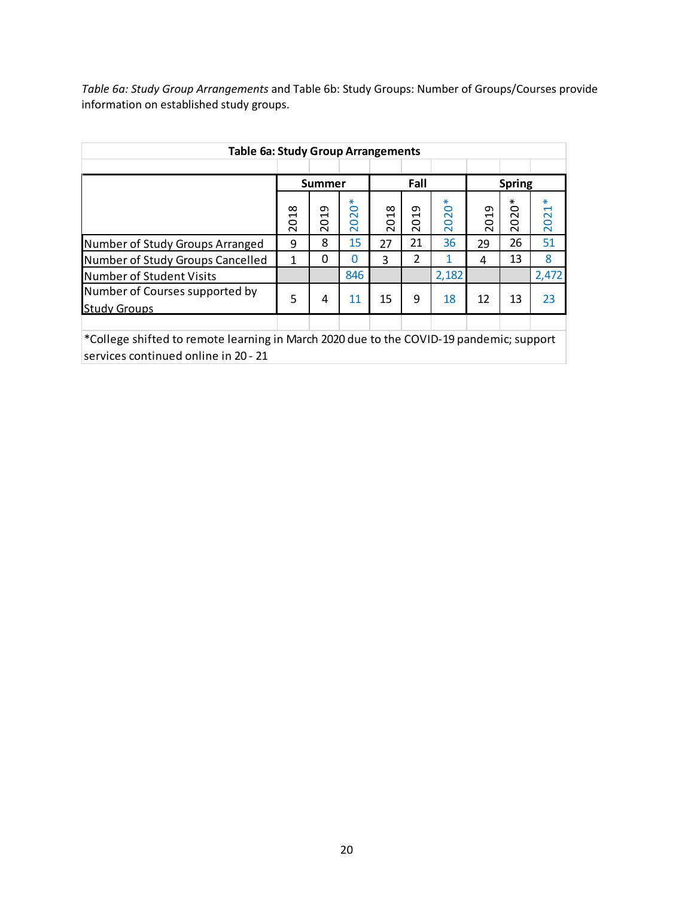*Table 6a: Study Group Arrangements* and Table 6b: Study Groups: Number of Groups/Courses provide information on established study groups.

**Table 6a: Study Group Arrangements**

| | Summer | | | Fall | | | Spring | | |
|---|---|---|---|---|---|---|---|---|---|
| | 2018 | 2019 | 2020* | 2018 | 2019 | 2020* | 2019 | 2020* | 2021* |
| Number of Study Groups Arranged | 9 | 8 | 15 | 27 | 21 | 36 | 29 | 26 | 51 |
| Number of Study Groups Cancelled | 1 | 0 | 0 | 3 | 2 | 1 | 4 | 13 | 8 |
| Number of Student Visits | | | 846 | | | 2,182 | | | 2,472 |
| Number of Courses supported by Study Groups | 5 | 4 | 11 | 15 | 9 | 18 | 12 | 13 | 23 |

*College shifted to remote learning in March 2020 due to the COVID-19 pandemic; support services continued online in 20 - 21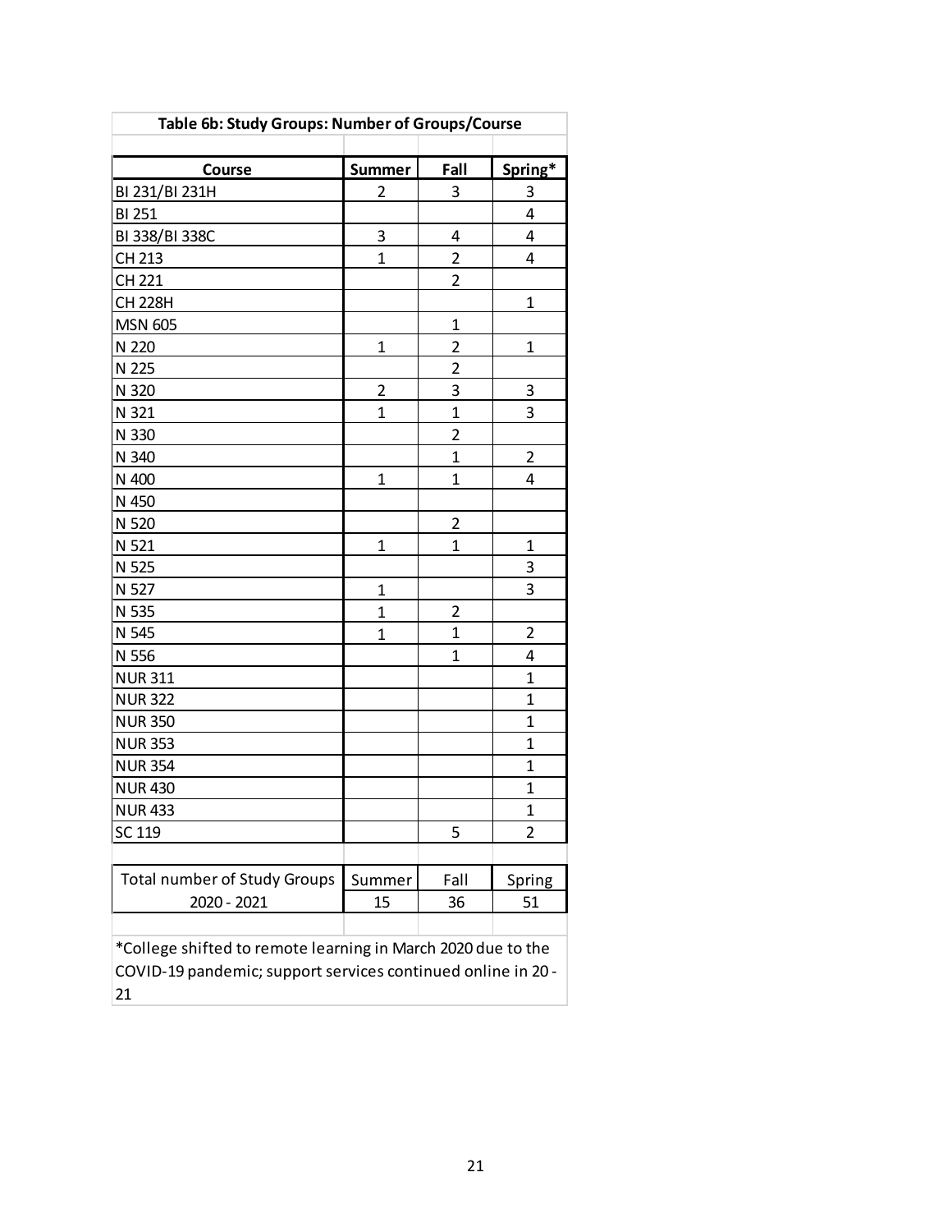**Table 6b: Study Groups: Number of Groups/Course**

| Course | Summer | Fall | Spring* |
|---|---|---|---|
| BI 231/BI 231H | 2 | 3 | 3 |
| BI 251 | | | 4 |
| BI 338/BI 338C | 3 | 4 | 4 |
| CH 213 | 1 | 2 | 4 |
| CH 221 | | 2 | |
| CH 228H | | | 1 |
| MSN 605 | | 1 | |
| N 220 | 1 | 2 | 1 |
| N 225 | | 2 | |
| N 320 | 2 | 3 | 3 |
| N 321 | 1 | 1 | 3 |
| N 330 | | 2 | |
| N 340 | | 1 | 2 |
| N 400 | 1 | 1 | 4 |
| N 450 | | | |
| N 520 | | 2 | |
| N 521 | 1 | 1 | 1 |
| N 525 | | | 3 |
| N 527 | 1 | | 3 |
| N 535 | 1 | 2 | |
| N 545 | 1 | 1 | 2 |
| N 556 | | 1 | 4 |
| NUR 311 | | | 1 |
| NUR 322 | | | 1 |
| NUR 350 | | | 1 |
| NUR 353 | | | 1 |
| NUR 354 | | | 1 |
| NUR 430 | | | 1 |
| NUR 433 | | | 1 |
| SC 119 | | 5 | 2 |

| Total number of Study Groups | Summer | Fall | Spring |
|---|---|---|---|
| 2020 - 2021 | 15 | 36 | 51 |

*College shifted to remote learning in March 2020 due to the COVID-19 pandemic; support services continued online in 20 - 21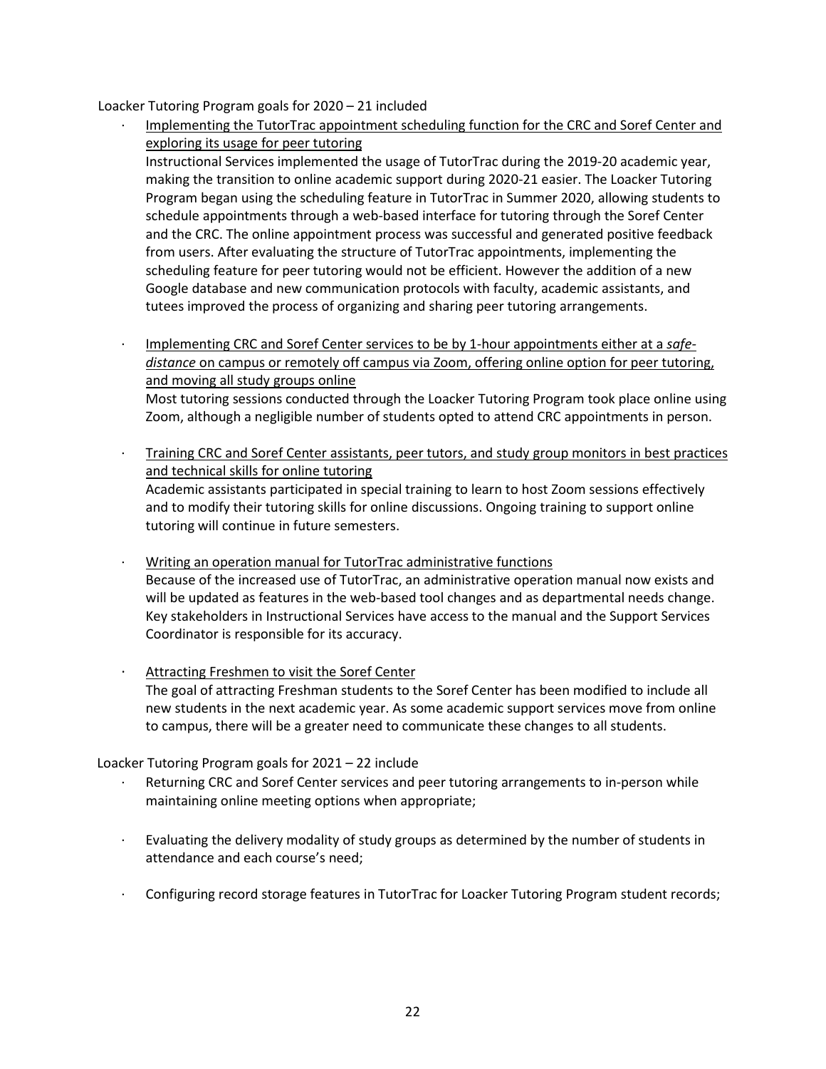Loacker Tutoring Program goals for 2020 – 21 included

- Implementing the TutorTrac appointment scheduling function for the CRC and Soref Center and exploring its usage for peer tutoring
  Instructional Services implemented the usage of TutorTrac during the 2019-20 academic year, making the transition to online academic support during 2020-21 easier. The Loacker Tutoring Program began using the scheduling feature in TutorTrac in Summer 2020, allowing students to schedule appointments through a web-based interface for tutoring through the Soref Center and the CRC. The online appointment process was successful and generated positive feedback from users. After evaluating the structure of TutorTrac appointments, implementing the scheduling feature for peer tutoring would not be efficient. However the addition of a new Google database and new communication protocols with faculty, academic assistants, and tutees improved the process of organizing and sharing peer tutoring arrangements.

- Implementing CRC and Soref Center services to be by 1-hour appointments either at a *safe-distance* on campus or remotely off campus via Zoom, offering online option for peer tutoring, and moving all study groups online
  Most tutoring sessions conducted through the Loacker Tutoring Program took place online using Zoom, although a negligible number of students opted to attend CRC appointments in person.

- Training CRC and Soref Center assistants, peer tutors, and study group monitors in best practices and technical skills for online tutoring
  Academic assistants participated in special training to learn to host Zoom sessions effectively and to modify their tutoring skills for online discussions. Ongoing training to support online tutoring will continue in future semesters.

- Writing an operation manual for TutorTrac administrative functions
  Because of the increased use of TutorTrac, an administrative operation manual now exists and will be updated as features in the web-based tool changes and as departmental needs change. Key stakeholders in Instructional Services have access to the manual and the Support Services Coordinator is responsible for its accuracy.

- Attracting Freshmen to visit the Soref Center
  The goal of attracting Freshman students to the Soref Center has been modified to include all new students in the next academic year. As some academic support services move from online to campus, there will be a greater need to communicate these changes to all students.

Loacker Tutoring Program goals for 2021 – 22 include

- Returning CRC and Soref Center services and peer tutoring arrangements to in-person while maintaining online meeting options when appropriate;

- Evaluating the delivery modality of study groups as determined by the number of students in attendance and each course's need;

- Configuring record storage features in TutorTrac for Loacker Tutoring Program student records;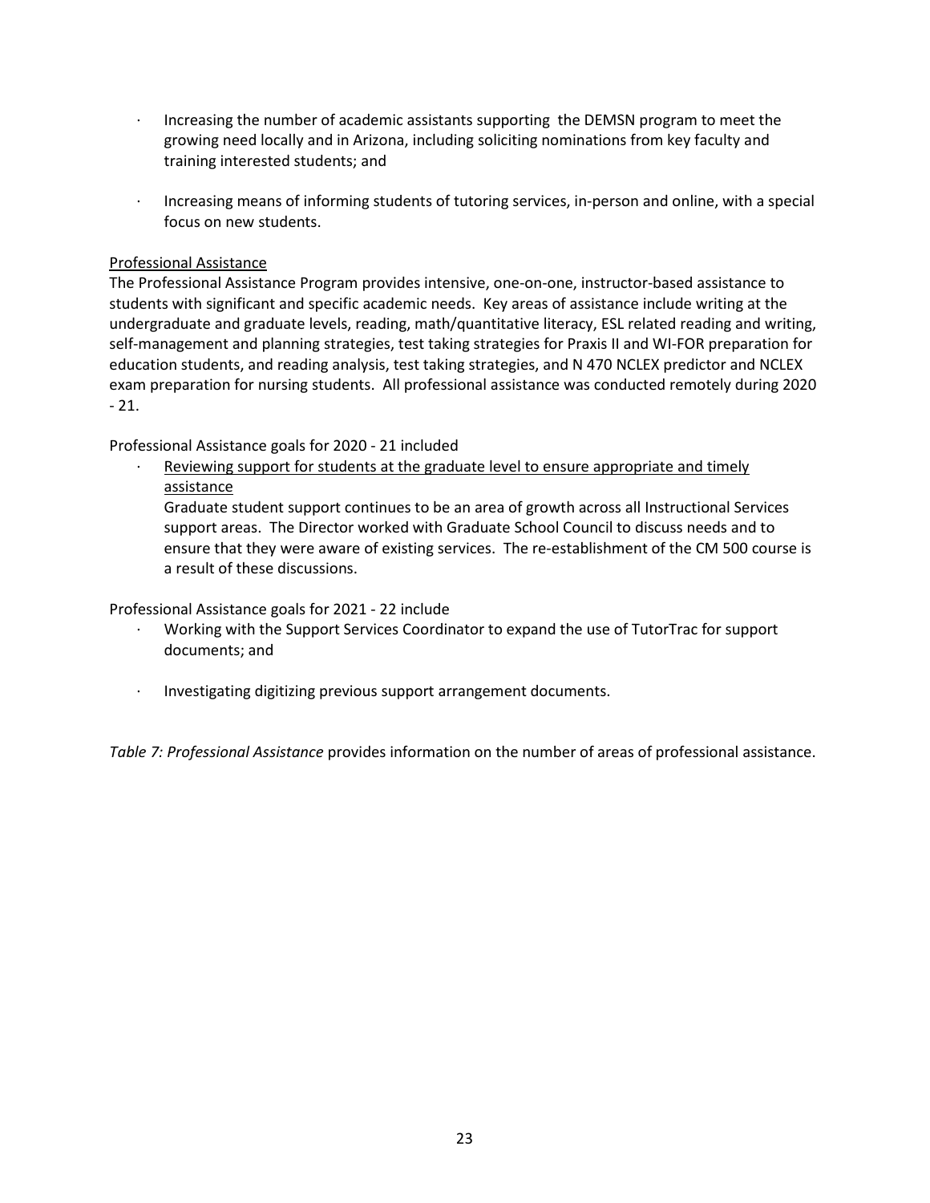- Increasing the number of academic assistants supporting the DEMSN program to meet the growing need locally and in Arizona, including soliciting nominations from key faculty and training interested students; and

- Increasing means of informing students of tutoring services, in-person and online, with a special focus on new students.

<u>Professional Assistance</u>

The Professional Assistance Program provides intensive, one-on-one, instructor-based assistance to students with significant and specific academic needs. Key areas of assistance include writing at the undergraduate and graduate levels, reading, math/quantitative literacy, ESL related reading and writing, self-management and planning strategies, test taking strategies for Praxis II and WI-FOR preparation for education students, and reading analysis, test taking strategies, and N 470 NCLEX predictor and NCLEX exam preparation for nursing students. All professional assistance was conducted remotely during 2020 - 21.

Professional Assistance goals for 2020 - 21 included

- <u>Reviewing support for students at the graduate level to ensure appropriate and timely assistance</u>
  Graduate student support continues to be an area of growth across all Instructional Services support areas. The Director worked with Graduate School Council to discuss needs and to ensure that they were aware of existing services. The re-establishment of the CM 500 course is a result of these discussions.

Professional Assistance goals for 2021 - 22 include

- Working with the Support Services Coordinator to expand the use of TutorTrac for support documents; and

- Investigating digitizing previous support arrangement documents.

*Table 7: Professional Assistance* provides information on the number of areas of professional assistance.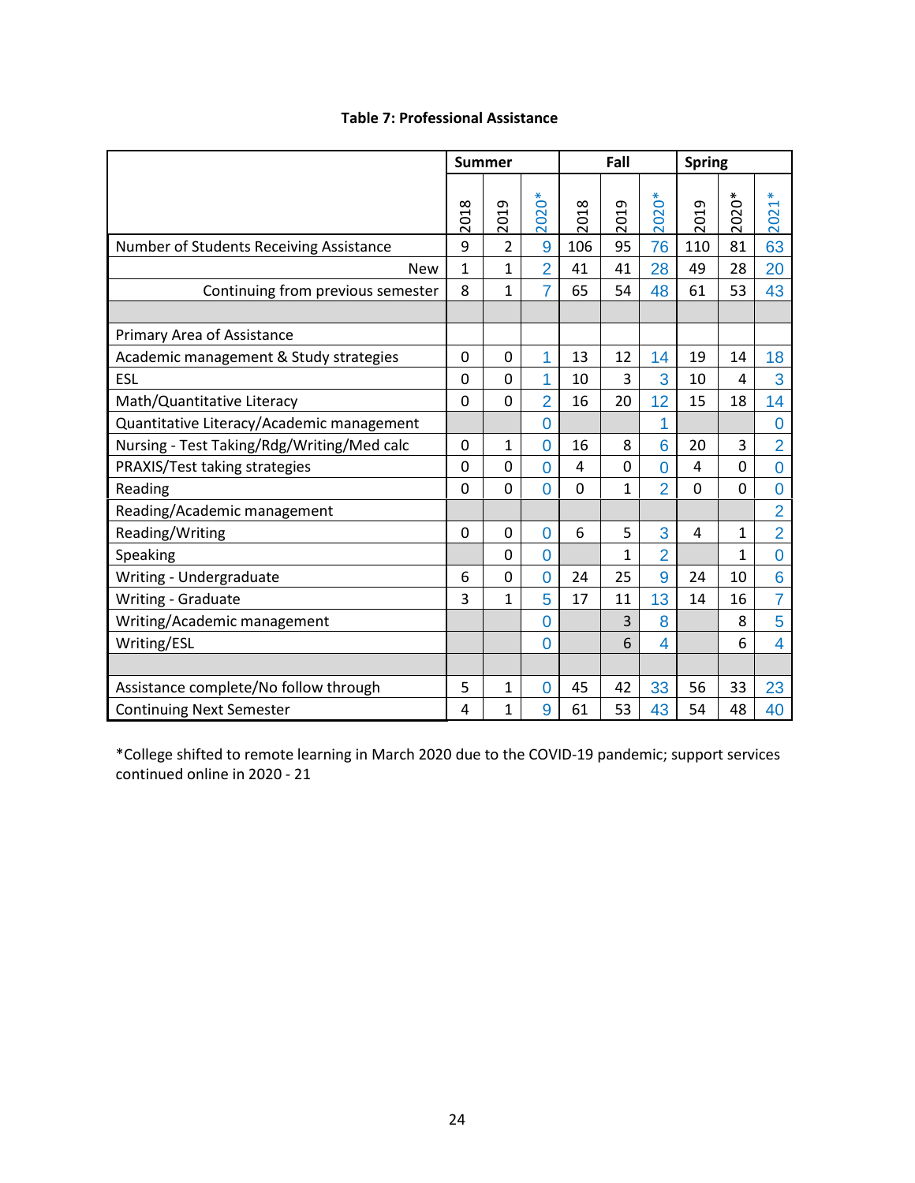**Table 7: Professional Assistance**

| | Summer | | | Fall | | | Spring | | |
|---|---|---|---|---|---|---|---|---|---|
| | 2018 | 2019 | 2020* | 2018 | 2019 | 2020* | 2019 | 2020* | 2021* |
| Number of Students Receiving Assistance | 9 | 2 | 9 | 106 | 95 | 76 | 110 | 81 | 63 |
| New | 1 | 1 | 2 | 41 | 41 | 28 | 49 | 28 | 20 |
| Continuing from previous semester | 8 | 1 | 7 | 65 | 54 | 48 | 61 | 53 | 43 |
| | | | | | | | | | |
| Primary Area of Assistance | | | | | | | | | |
| Academic management & Study strategies | 0 | 0 | 1 | 13 | 12 | 14 | 19 | 14 | 18 |
| ESL | 0 | 0 | 1 | 10 | 3 | 3 | 10 | 4 | 3 |
| Math/Quantitative Literacy | 0 | 0 | 2 | 16 | 20 | 12 | 15 | 18 | 14 |
| Quantitative Literacy/Academic management | | | 0 | | | 1 | | | 0 |
| Nursing - Test Taking/Rdg/Writing/Med calc | 0 | 1 | 0 | 16 | 8 | 6 | 20 | 3 | 2 |
| PRAXIS/Test taking strategies | 0 | 0 | 0 | 4 | 0 | 0 | 4 | 0 | 0 |
| Reading | 0 | 0 | 0 | 0 | 1 | 2 | 0 | 0 | 0 |
| Reading/Academic management | | | | | | | | | 2 |
| Reading/Writing | 0 | 0 | 0 | 6 | 5 | 3 | 4 | 1 | 2 |
| Speaking | | 0 | 0 | | 1 | 2 | | 1 | 0 |
| Writing - Undergraduate | 6 | 0 | 0 | 24 | 25 | 9 | 24 | 10 | 6 |
| Writing - Graduate | 3 | 1 | 5 | 17 | 11 | 13 | 14 | 16 | 7 |
| Writing/Academic management | | | 0 | | 3 | 8 | | 8 | 5 |
| Writing/ESL | | | 0 | | 6 | 4 | | 6 | 4 |
| | | | | | | | | | |
| Assistance complete/No follow through | 5 | 1 | 0 | 45 | 42 | 33 | 56 | 33 | 23 |
| Continuing Next Semester | 4 | 1 | 9 | 61 | 53 | 43 | 54 | 48 | 40 |

*College shifted to remote learning in March 2020 due to the COVID-19 pandemic; support services continued online in 2020 - 21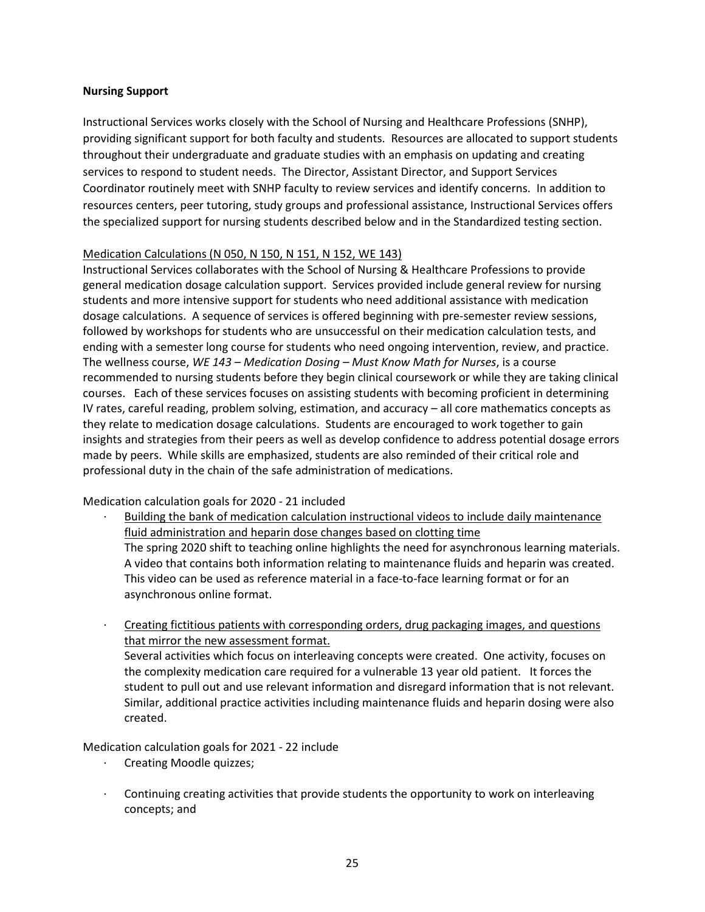**Nursing Support**

Instructional Services works closely with the School of Nursing and Healthcare Professions (SNHP), providing significant support for both faculty and students. Resources are allocated to support students throughout their undergraduate and graduate studies with an emphasis on updating and creating services to respond to student needs. The Director, Assistant Director, and Support Services Coordinator routinely meet with SNHP faculty to review services and identify concerns. In addition to resources centers, peer tutoring, study groups and professional assistance, Instructional Services offers the specialized support for nursing students described below and in the Standardized testing section.

Medication Calculations (N 050, N 150, N 151, N 152, WE 143)

Instructional Services collaborates with the School of Nursing & Healthcare Professions to provide general medication dosage calculation support. Services provided include general review for nursing students and more intensive support for students who need additional assistance with medication dosage calculations. A sequence of services is offered beginning with pre-semester review sessions, followed by workshops for students who are unsuccessful on their medication calculation tests, and ending with a semester long course for students who need ongoing intervention, review, and practice. The wellness course, *WE 143 – Medication Dosing – Must Know Math for Nurses*, is a course recommended to nursing students before they begin clinical coursework or while they are taking clinical courses. Each of these services focuses on assisting students with becoming proficient in determining IV rates, careful reading, problem solving, estimation, and accuracy – all core mathematics concepts as they relate to medication dosage calculations. Students are encouraged to work together to gain insights and strategies from their peers as well as develop confidence to address potential dosage errors made by peers. While skills are emphasized, students are also reminded of their critical role and professional duty in the chain of the safe administration of medications.

Medication calculation goals for 2020 - 21 included

- Building the bank of medication calculation instructional videos to include daily maintenance fluid administration and heparin dose changes based on clotting time
  The spring 2020 shift to teaching online highlights the need for asynchronous learning materials. A video that contains both information relating to maintenance fluids and heparin was created. This video can be used as reference material in a face-to-face learning format or for an asynchronous online format.

- Creating fictitious patients with corresponding orders, drug packaging images, and questions that mirror the new assessment format.
  Several activities which focus on interleaving concepts were created. One activity, focuses on the complexity medication care required for a vulnerable 13 year old patient. It forces the student to pull out and use relevant information and disregard information that is not relevant. Similar, additional practice activities including maintenance fluids and heparin dosing were also created.

Medication calculation goals for 2021 - 22 include

- Creating Moodle quizzes;

- Continuing creating activities that provide students the opportunity to work on interleaving concepts; and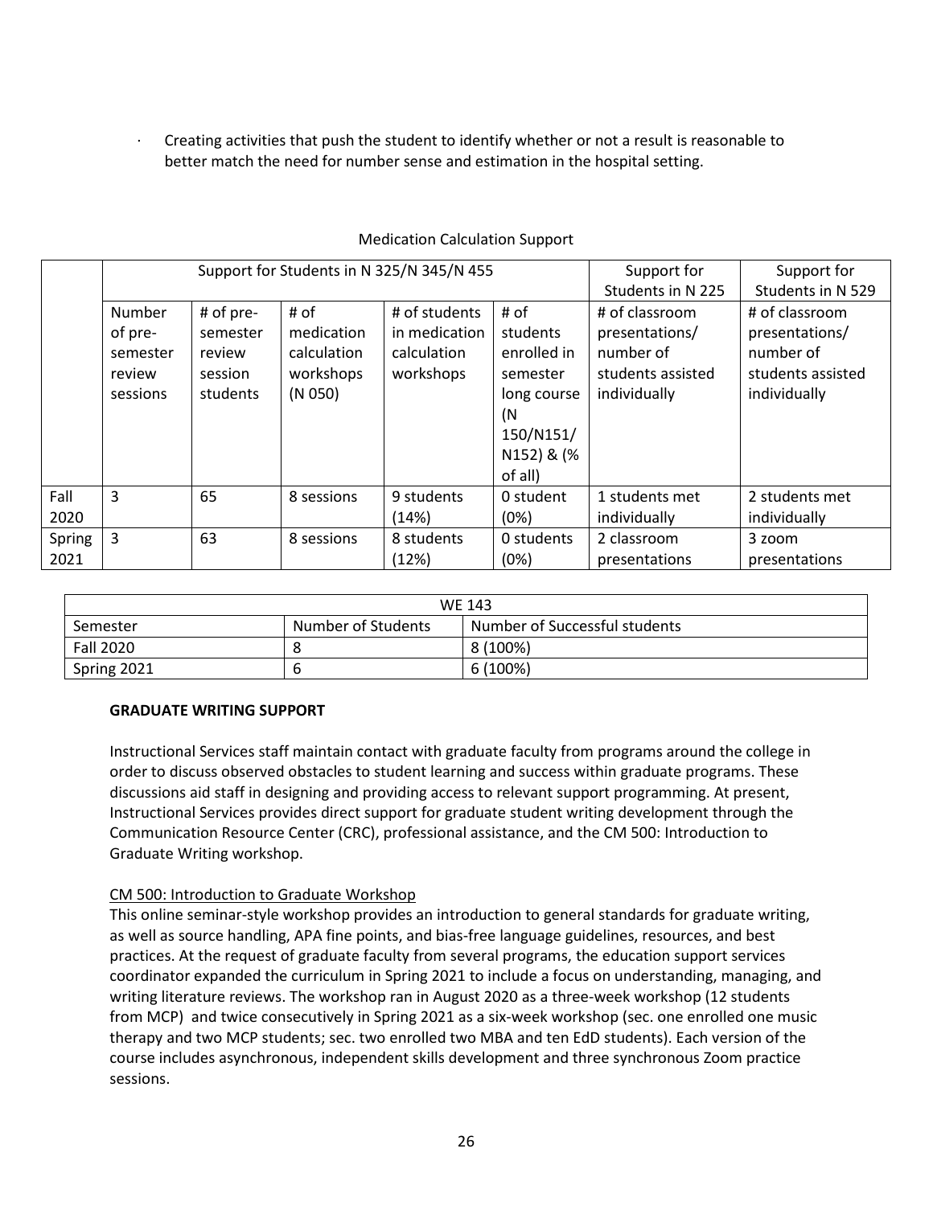- Creating activities that push the student to identify whether or not a result is reasonable to better match the need for number sense and estimation in the hospital setting.

Medication Calculation Support

| | Support for Students in N 325/N 345/N 455 | | | | | Support for Students in N 225 | Support for Students in N 529 |
|---|---|---|---|---|---|---|---|
| | Number of pre-semester review sessions | # of pre-semester review session students | # of medication calculation workshops (N 050) | # of students in medication calculation workshops | # of students enrolled in semester long course (N 150/N151/ N152) & (% of all) | # of classroom presentations/ number of students assisted individually | # of classroom presentations/ number of students assisted individually |
| Fall 2020 | 3 | 65 | 8 sessions | 9 students (14%) | 0 student (0%) | 1 students met individually | 2 students met individually |
| Spring 2021 | 3 | 63 | 8 sessions | 8 students (12%) | 0 students (0%) | 2 classroom presentations | 3 zoom presentations |

| WE 143 | | |
|---|---|---|
| Semester | Number of Students | Number of Successful students |
| Fall 2020 | 8 | 8 (100%) |
| Spring 2021 | 6 | 6 (100%) |

**GRADUATE WRITING SUPPORT**

Instructional Services staff maintain contact with graduate faculty from programs around the college in order to discuss observed obstacles to student learning and success within graduate programs. These discussions aid staff in designing and providing access to relevant support programming. At present, Instructional Services provides direct support for graduate student writing development through the Communication Resource Center (CRC), professional assistance, and the CM 500: Introduction to Graduate Writing workshop.

CM 500: Introduction to Graduate Workshop

This online seminar-style workshop provides an introduction to general standards for graduate writing, as well as source handling, APA fine points, and bias-free language guidelines, resources, and best practices. At the request of graduate faculty from several programs, the education support services coordinator expanded the curriculum in Spring 2021 to include a focus on understanding, managing, and writing literature reviews. The workshop ran in August 2020 as a three-week workshop (12 students from MCP) and twice consecutively in Spring 2021 as a six-week workshop (sec. one enrolled one music therapy and two MCP students; sec. two enrolled two MBA and ten EdD students). Each version of the course includes asynchronous, independent skills development and three synchronous Zoom practice sessions.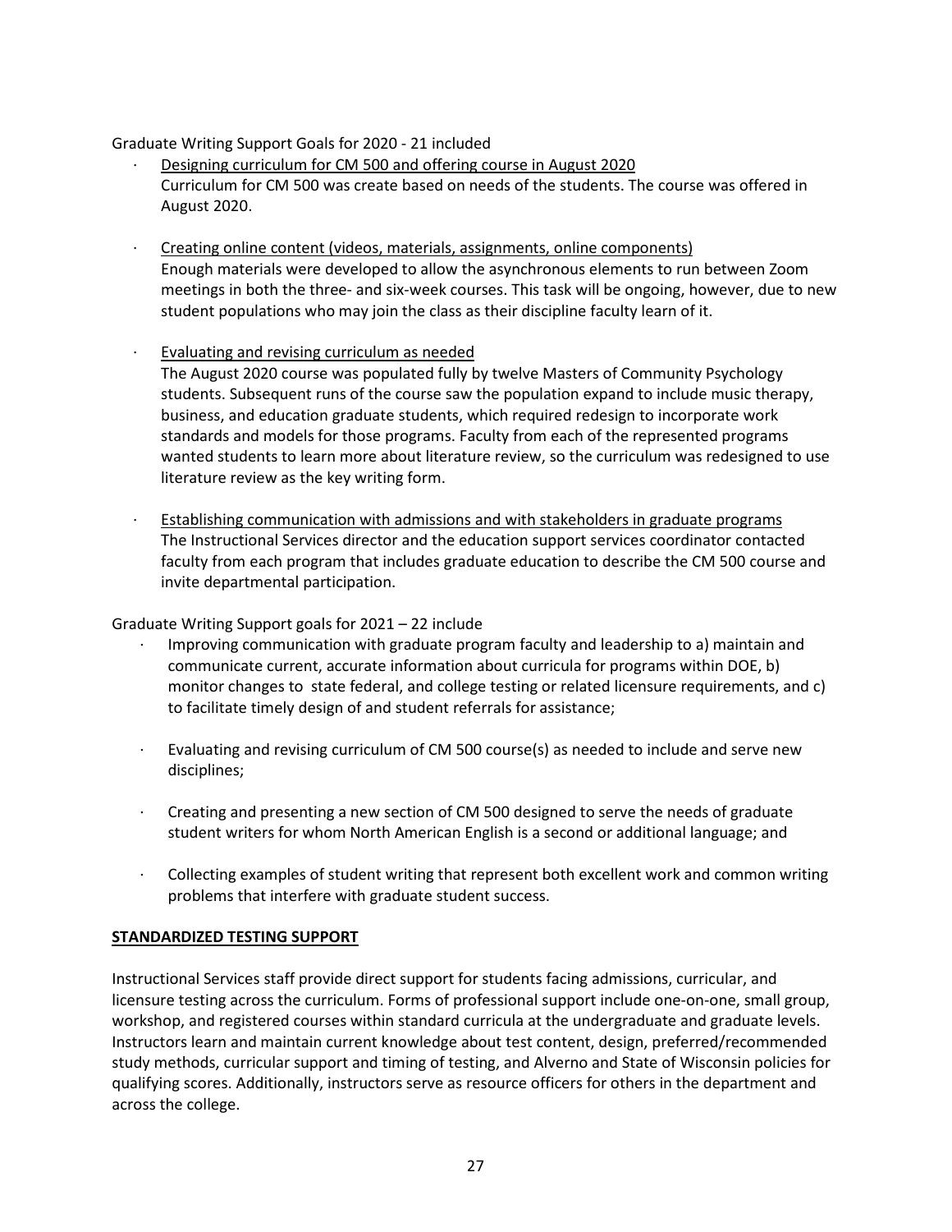Graduate Writing Support Goals for 2020 - 21 included

- Designing curriculum for CM 500 and offering course in August 2020
  Curriculum for CM 500 was create based on needs of the students. The course was offered in August 2020.

- Creating online content (videos, materials, assignments, online components)
  Enough materials were developed to allow the asynchronous elements to run between Zoom meetings in both the three- and six-week courses. This task will be ongoing, however, due to new student populations who may join the class as their discipline faculty learn of it.

- Evaluating and revising curriculum as needed
  The August 2020 course was populated fully by twelve Masters of Community Psychology students. Subsequent runs of the course saw the population expand to include music therapy, business, and education graduate students, which required redesign to incorporate work standards and models for those programs. Faculty from each of the represented programs wanted students to learn more about literature review, so the curriculum was redesigned to use literature review as the key writing form.

- Establishing communication with admissions and with stakeholders in graduate programs
  The Instructional Services director and the education support services coordinator contacted faculty from each program that includes graduate education to describe the CM 500 course and invite departmental participation.

Graduate Writing Support goals for 2021 – 22 include

- Improving communication with graduate program faculty and leadership to a) maintain and communicate current, accurate information about curricula for programs within DOE, b) monitor changes to state federal, and college testing or related licensure requirements, and c) to facilitate timely design of and student referrals for assistance;

- Evaluating and revising curriculum of CM 500 course(s) as needed to include and serve new disciplines;

- Creating and presenting a new section of CM 500 designed to serve the needs of graduate student writers for whom North American English is a second or additional language; and

- Collecting examples of student writing that represent both excellent work and common writing problems that interfere with graduate student success.

## STANDARDIZED TESTING SUPPORT

Instructional Services staff provide direct support for students facing admissions, curricular, and licensure testing across the curriculum. Forms of professional support include one-on-one, small group, workshop, and registered courses within standard curricula at the undergraduate and graduate levels. Instructors learn and maintain current knowledge about test content, design, preferred/recommended study methods, curricular support and timing of testing, and Alverno and State of Wisconsin policies for qualifying scores. Additionally, instructors serve as resource officers for others in the department and across the college.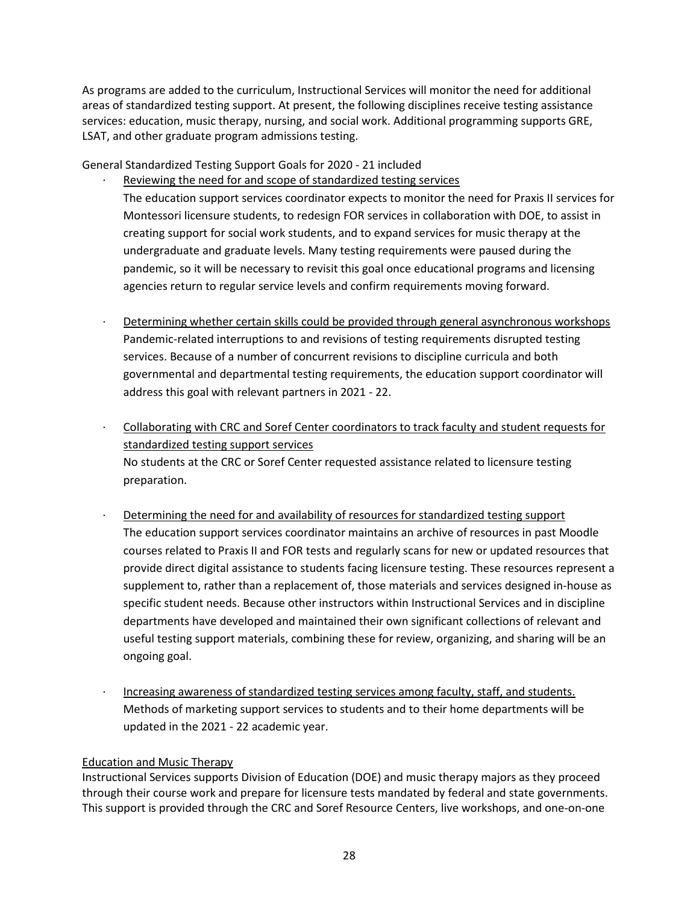As programs are added to the curriculum, Instructional Services will monitor the need for additional areas of standardized testing support. At present, the following disciplines receive testing assistance services: education, music therapy, nursing, and social work. Additional programming supports GRE, LSAT, and other graduate program admissions testing.

General Standardized Testing Support Goals for 2020 - 21 included

- Reviewing the need for and scope of standardized testing services
  The education support services coordinator expects to monitor the need for Praxis II services for Montessori licensure students, to redesign FOR services in collaboration with DOE, to assist in creating support for social work students, and to expand services for music therapy at the undergraduate and graduate levels. Many testing requirements were paused during the pandemic, so it will be necessary to revisit this goal once educational programs and licensing agencies return to regular service levels and confirm requirements moving forward.

- Determining whether certain skills could be provided through general asynchronous workshops
  Pandemic-related interruptions to and revisions of testing requirements disrupted testing services. Because of a number of concurrent revisions to discipline curricula and both governmental and departmental testing requirements, the education support coordinator will address this goal with relevant partners in 2021 - 22.

- Collaborating with CRC and Soref Center coordinators to track faculty and student requests for standardized testing support services
  No students at the CRC or Soref Center requested assistance related to licensure testing preparation.

- Determining the need for and availability of resources for standardized testing support
  The education support services coordinator maintains an archive of resources in past Moodle courses related to Praxis II and FOR tests and regularly scans for new or updated resources that provide direct digital assistance to students facing licensure testing. These resources represent a supplement to, rather than a replacement of, those materials and services designed in-house as specific student needs. Because other instructors within Instructional Services and in discipline departments have developed and maintained their own significant collections of relevant and useful testing support materials, combining these for review, organizing, and sharing will be an ongoing goal.

- Increasing awareness of standardized testing services among faculty, staff, and students.
  Methods of marketing support services to students and to their home departments will be updated in the 2021 - 22 academic year.

Education and Music Therapy

Instructional Services supports Division of Education (DOE) and music therapy majors as they proceed through their course work and prepare for licensure tests mandated by federal and state governments. This support is provided through the CRC and Soref Resource Centers, live workshops, and one-on-one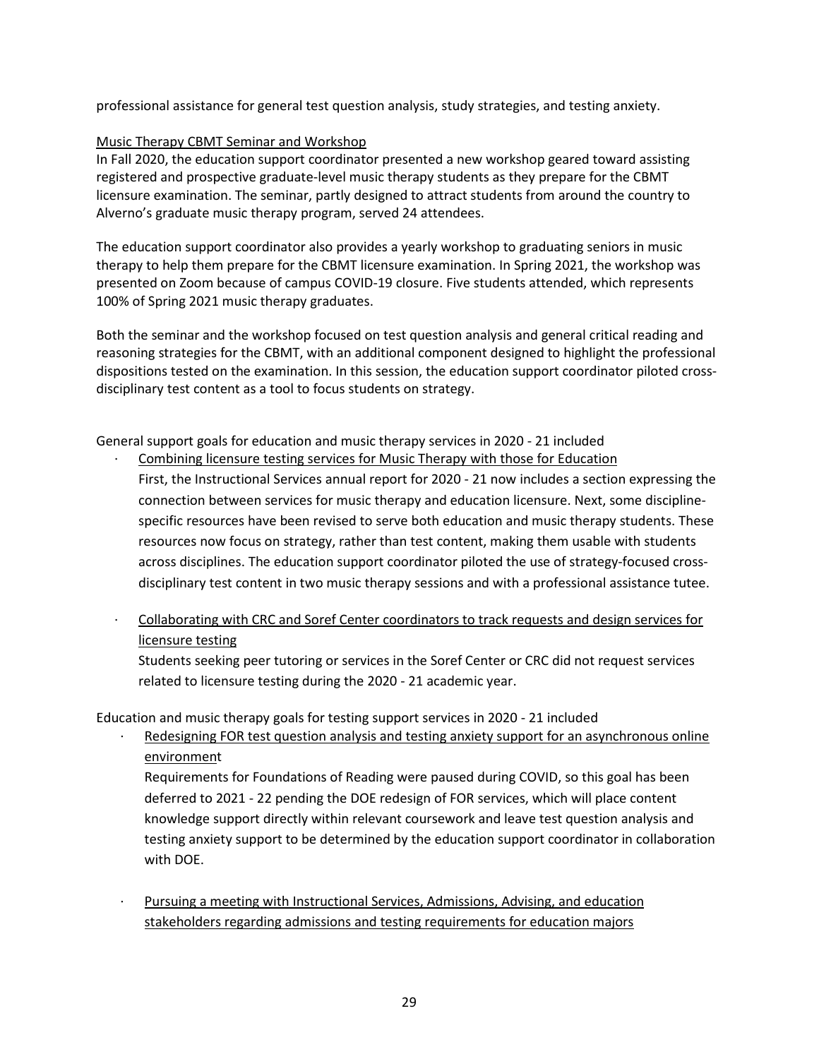professional assistance for general test question analysis, study strategies, and testing anxiety.

Music Therapy CBMT Seminar and Workshop

In Fall 2020, the education support coordinator presented a new workshop geared toward assisting registered and prospective graduate-level music therapy students as they prepare for the CBMT licensure examination. The seminar, partly designed to attract students from around the country to Alverno's graduate music therapy program, served 24 attendees.

The education support coordinator also provides a yearly workshop to graduating seniors in music therapy to help them prepare for the CBMT licensure examination. In Spring 2021, the workshop was presented on Zoom because of campus COVID-19 closure. Five students attended, which represents 100% of Spring 2021 music therapy graduates.

Both the seminar and the workshop focused on test question analysis and general critical reading and reasoning strategies for the CBMT, with an additional component designed to highlight the professional dispositions tested on the examination. In this session, the education support coordinator piloted cross-disciplinary test content as a tool to focus students on strategy.

General support goals for education and music therapy services in 2020 - 21 included

- Combining licensure testing services for Music Therapy with those for Education

  First, the Instructional Services annual report for 2020 - 21 now includes a section expressing the connection between services for music therapy and education licensure. Next, some discipline-specific resources have been revised to serve both education and music therapy students. These resources now focus on strategy, rather than test content, making them usable with students across disciplines. The education support coordinator piloted the use of strategy-focused cross-disciplinary test content in two music therapy sessions and with a professional assistance tutee.

- Collaborating with CRC and Soref Center coordinators to track requests and design services for licensure testing

  Students seeking peer tutoring or services in the Soref Center or CRC did not request services related to licensure testing during the 2020 - 21 academic year.

Education and music therapy goals for testing support services in 2020 - 21 included

- Redesigning FOR test question analysis and testing anxiety support for an asynchronous online environment

  Requirements for Foundations of Reading were paused during COVID, so this goal has been deferred to 2021 - 22 pending the DOE redesign of FOR services, which will place content knowledge support directly within relevant coursework and leave test question analysis and testing anxiety support to be determined by the education support coordinator in collaboration with DOE.

- Pursuing a meeting with Instructional Services, Admissions, Advising, and education stakeholders regarding admissions and testing requirements for education majors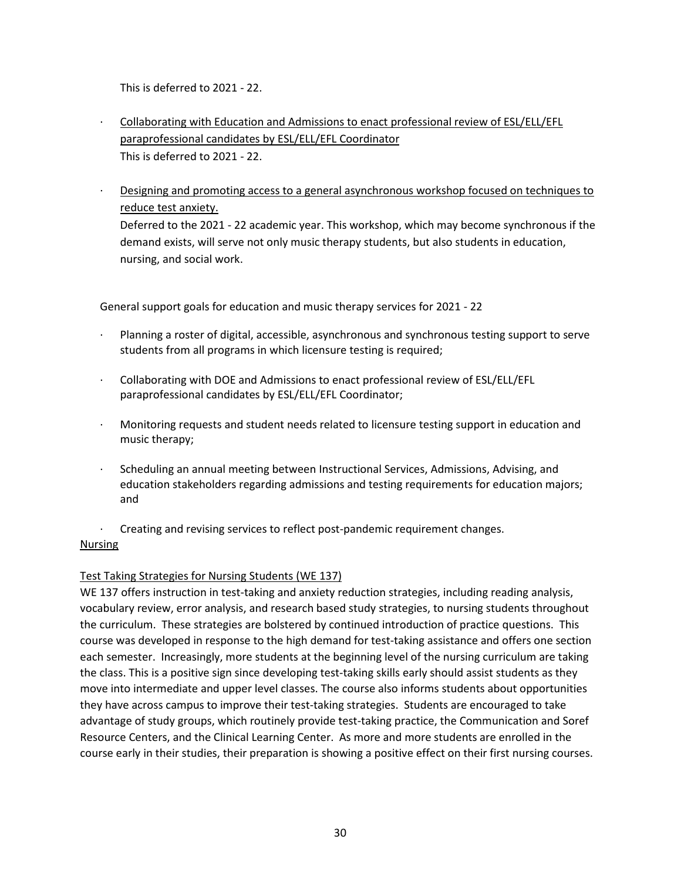This is deferred to 2021 - 22.

- Collaborating with Education and Admissions to enact professional review of ESL/ELL/EFL paraprofessional candidates by ESL/ELL/EFL Coordinator
  This is deferred to 2021 - 22.

- Designing and promoting access to a general asynchronous workshop focused on techniques to reduce test anxiety.
  Deferred to the 2021 - 22 academic year. This workshop, which may become synchronous if the demand exists, will serve not only music therapy students, but also students in education, nursing, and social work.

General support goals for education and music therapy services for 2021 - 22

- Planning a roster of digital, accessible, asynchronous and synchronous testing support to serve students from all programs in which licensure testing is required;
- Collaborating with DOE and Admissions to enact professional review of ESL/ELL/EFL paraprofessional candidates by ESL/ELL/EFL Coordinator;
- Monitoring requests and student needs related to licensure testing support in education and music therapy;
- Scheduling an annual meeting between Instructional Services, Admissions, Advising, and education stakeholders regarding admissions and testing requirements for education majors; and
- Creating and revising services to reflect post-pandemic requirement changes.

Nursing

Test Taking Strategies for Nursing Students (WE 137)

WE 137 offers instruction in test-taking and anxiety reduction strategies, including reading analysis, vocabulary review, error analysis, and research based study strategies, to nursing students throughout the curriculum. These strategies are bolstered by continued introduction of practice questions. This course was developed in response to the high demand for test-taking assistance and offers one section each semester. Increasingly, more students at the beginning level of the nursing curriculum are taking the class. This is a positive sign since developing test-taking skills early should assist students as they move into intermediate and upper level classes. The course also informs students about opportunities they have across campus to improve their test-taking strategies. Students are encouraged to take advantage of study groups, which routinely provide test-taking practice, the Communication and Soref Resource Centers, and the Clinical Learning Center. As more and more students are enrolled in the course early in their studies, their preparation is showing a positive effect on their first nursing courses.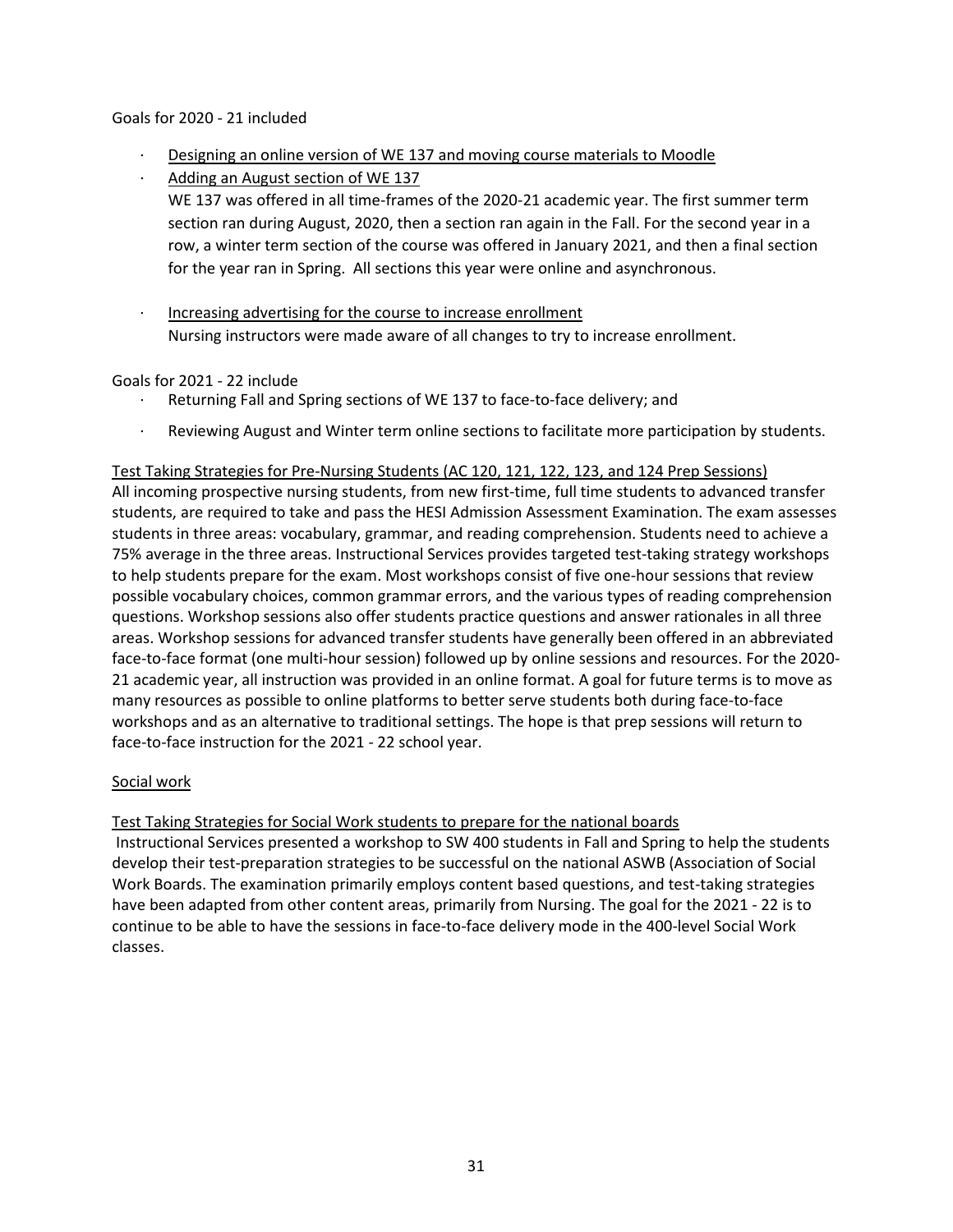Goals for 2020 - 21 included

- Designing an online version of WE 137 and moving course materials to Moodle
- Adding an August section of WE 137

  WE 137 was offered in all time-frames of the 2020-21 academic year. The first summer term section ran during August, 2020, then a section ran again in the Fall. For the second year in a row, a winter term section of the course was offered in January 2021, and then a final section for the year ran in Spring. All sections this year were online and asynchronous.

- Increasing advertising for the course to increase enrollment

  Nursing instructors were made aware of all changes to try to increase enrollment.

Goals for 2021 - 22 include

- Returning Fall and Spring sections of WE 137 to face-to-face delivery; and
- Reviewing August and Winter term online sections to facilitate more participation by students.

Test Taking Strategies for Pre-Nursing Students (AC 120, 121, 122, 123, and 124 Prep Sessions)

All incoming prospective nursing students, from new first-time, full time students to advanced transfer students, are required to take and pass the HESI Admission Assessment Examination. The exam assesses students in three areas: vocabulary, grammar, and reading comprehension. Students need to achieve a 75% average in the three areas. Instructional Services provides targeted test-taking strategy workshops to help students prepare for the exam. Most workshops consist of five one-hour sessions that review possible vocabulary choices, common grammar errors, and the various types of reading comprehension questions. Workshop sessions also offer students practice questions and answer rationales in all three areas. Workshop sessions for advanced transfer students have generally been offered in an abbreviated face-to-face format (one multi-hour session) followed up by online sessions and resources. For the 2020-21 academic year, all instruction was provided in an online format. A goal for future terms is to move as many resources as possible to online platforms to better serve students both during face-to-face workshops and as an alternative to traditional settings. The hope is that prep sessions will return to face-to-face instruction for the 2021 - 22 school year.

Social work

Test Taking Strategies for Social Work students to prepare for the national boards

Instructional Services presented a workshop to SW 400 students in Fall and Spring to help the students develop their test-preparation strategies to be successful on the national ASWB (Association of Social Work Boards. The examination primarily employs content based questions, and test-taking strategies have been adapted from other content areas, primarily from Nursing. The goal for the 2021 - 22 is to continue to be able to have the sessions in face-to-face delivery mode in the 400-level Social Work classes.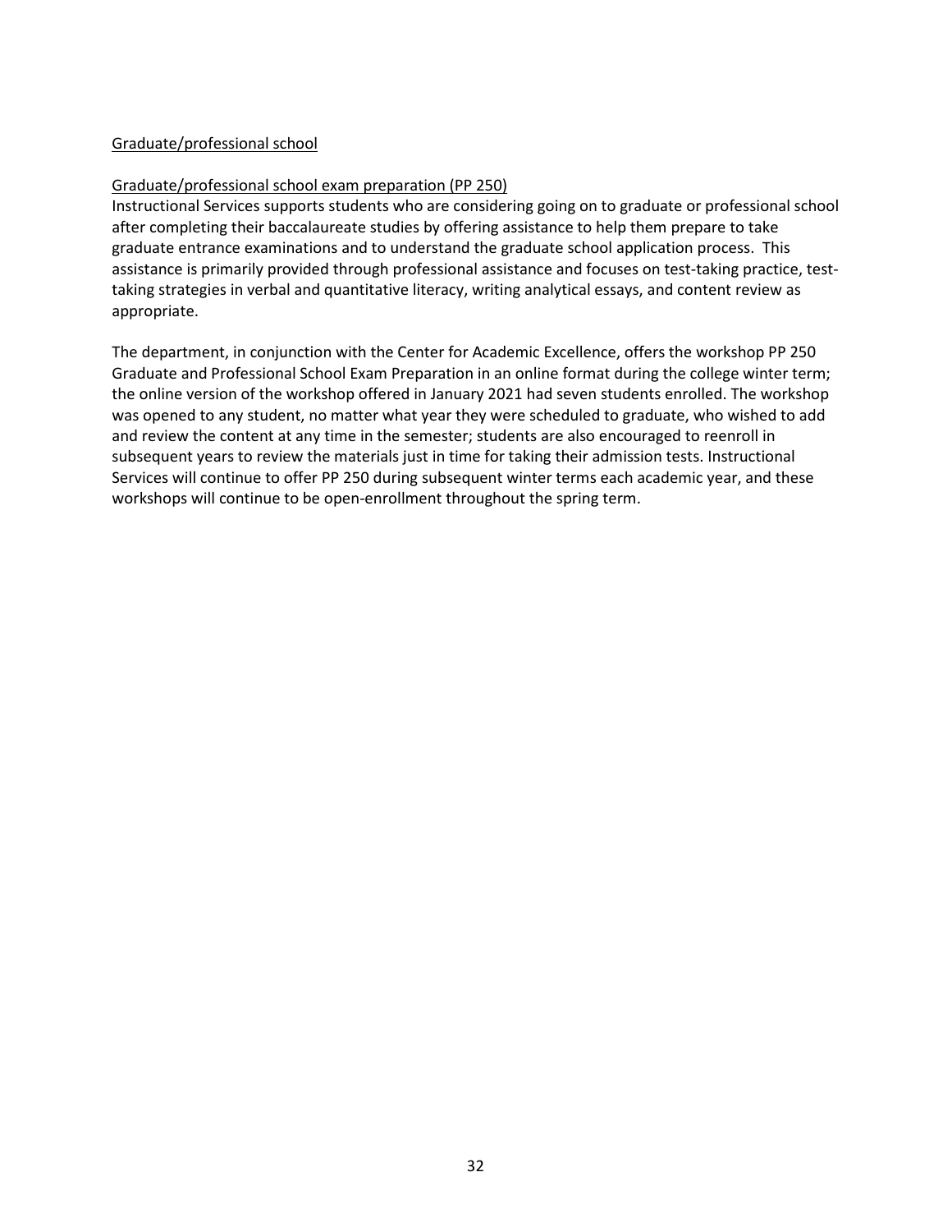Graduate/professional school

Graduate/professional school exam preparation (PP 250)

Instructional Services supports students who are considering going on to graduate or professional school after completing their baccalaureate studies by offering assistance to help them prepare to take graduate entrance examinations and to understand the graduate school application process. This assistance is primarily provided through professional assistance and focuses on test-taking practice, test-taking strategies in verbal and quantitative literacy, writing analytical essays, and content review as appropriate.

The department, in conjunction with the Center for Academic Excellence, offers the workshop PP 250 Graduate and Professional School Exam Preparation in an online format during the college winter term; the online version of the workshop offered in January 2021 had seven students enrolled. The workshop was opened to any student, no matter what year they were scheduled to graduate, who wished to add and review the content at any time in the semester; students are also encouraged to reenroll in subsequent years to review the materials just in time for taking their admission tests. Instructional Services will continue to offer PP 250 during subsequent winter terms each academic year, and these workshops will continue to be open-enrollment throughout the spring term.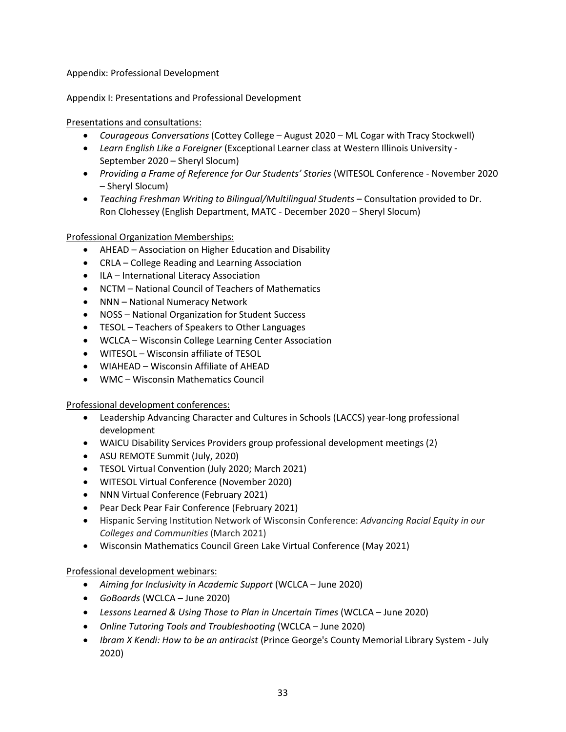Appendix: Professional Development

Appendix I: Presentations and Professional Development

Presentations and consultations:

- *Courageous Conversations* (Cottey College – August 2020 – ML Cogar with Tracy Stockwell)
- *Learn English Like a Foreigner* (Exceptional Learner class at Western Illinois University - September 2020 – Sheryl Slocum)
- *Providing a Frame of Reference for Our Students' Stories* (WITESOL Conference - November 2020 – Sheryl Slocum)
- *Teaching Freshman Writing to Bilingual/Multilingual Students* – Consultation provided to Dr. Ron Clohessey (English Department, MATC - December 2020 – Sheryl Slocum)

Professional Organization Memberships:

- AHEAD – Association on Higher Education and Disability
- CRLA – College Reading and Learning Association
- ILA – International Literacy Association
- NCTM – National Council of Teachers of Mathematics
- NNN – National Numeracy Network
- NOSS – National Organization for Student Success
- TESOL – Teachers of Speakers to Other Languages
- WCLCA – Wisconsin College Learning Center Association
- WITESOL – Wisconsin affiliate of TESOL
- WIAHEAD – Wisconsin Affiliate of AHEAD
- WMC – Wisconsin Mathematics Council

Professional development conferences:

- Leadership Advancing Character and Cultures in Schools (LACCS) year-long professional development
- WAICU Disability Services Providers group professional development meetings (2)
- ASU REMOTE Summit (July, 2020)
- TESOL Virtual Convention (July 2020; March 2021)
- WITESOL Virtual Conference (November 2020)
- NNN Virtual Conference (February 2021)
- Pear Deck Pear Fair Conference (February 2021)
- Hispanic Serving Institution Network of Wisconsin Conference: *Advancing Racial Equity in our Colleges and Communities* (March 2021)
- Wisconsin Mathematics Council Green Lake Virtual Conference (May 2021)

Professional development webinars:

- *Aiming for Inclusivity in Academic Support* (WCLCA – June 2020)
- *GoBoards* (WCLCA – June 2020)
- *Lessons Learned & Using Those to Plan in Uncertain Times* (WCLCA – June 2020)
- *Online Tutoring Tools and Troubleshooting* (WCLCA – June 2020)
- *Ibram X Kendi: How to be an antiracist* (Prince George's County Memorial Library System - July 2020)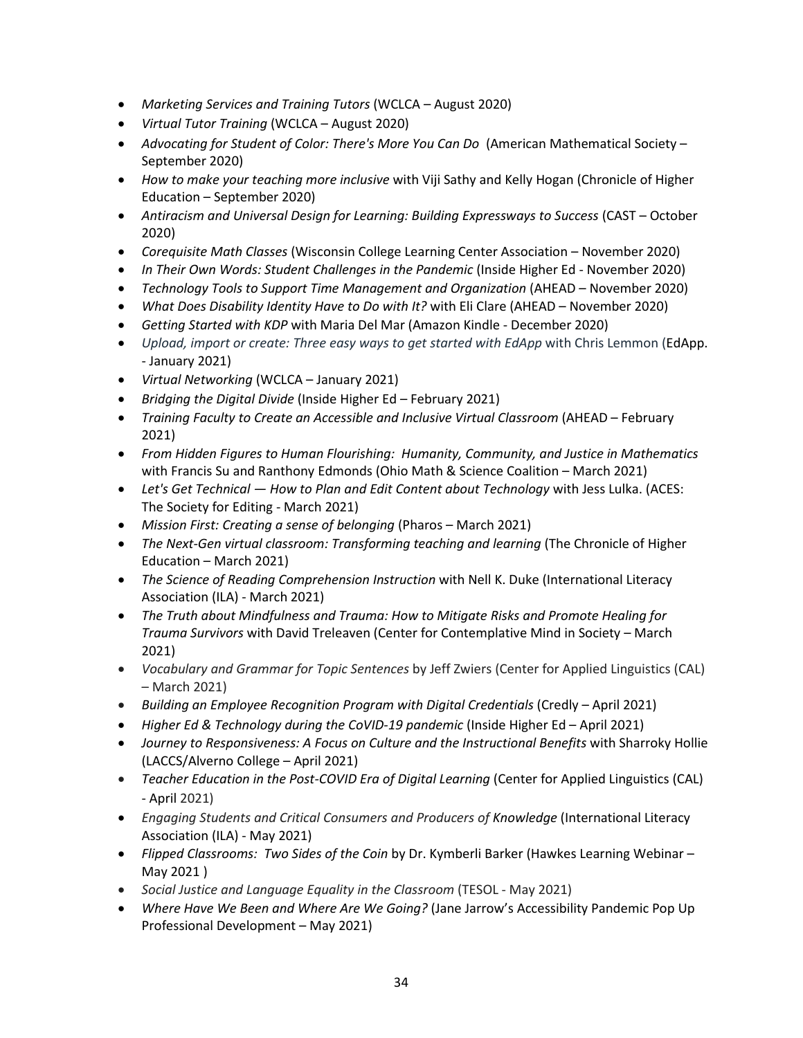- *Marketing Services and Training Tutors* (WCLCA – August 2020)
- *Virtual Tutor Training* (WCLCA – August 2020)
- *Advocating for Student of Color: There's More You Can Do* (American Mathematical Society – September 2020)
- *How to make your teaching more inclusive* with Viji Sathy and Kelly Hogan (Chronicle of Higher Education – September 2020)
- *Antiracism and Universal Design for Learning: Building Expressways to Success* (CAST – October 2020)
- *Corequisite Math Classes* (Wisconsin College Learning Center Association – November 2020)
- *In Their Own Words: Student Challenges in the Pandemic* (Inside Higher Ed - November 2020)
- *Technology Tools to Support Time Management and Organization* (AHEAD – November 2020)
- *What Does Disability Identity Have to Do with It?* with Eli Clare (AHEAD – November 2020)
- *Getting Started with KDP* with Maria Del Mar (Amazon Kindle - December 2020)
- *Upload, import or create: Three easy ways to get started with EdApp* with Chris Lemmon (EdApp. - January 2021)
- *Virtual Networking* (WCLCA – January 2021)
- *Bridging the Digital Divide* (Inside Higher Ed – February 2021)
- *Training Faculty to Create an Accessible and Inclusive Virtual Classroom* (AHEAD – February 2021)
- *From Hidden Figures to Human Flourishing: Humanity, Community, and Justice in Mathematics* with Francis Su and Ranthony Edmonds (Ohio Math & Science Coalition – March 2021)
- *Let's Get Technical — How to Plan and Edit Content about Technology* with Jess Lulka. (ACES: The Society for Editing - March 2021)
- *Mission First: Creating a sense of belonging* (Pharos – March 2021)
- *The Next-Gen virtual classroom: Transforming teaching and learning* (The Chronicle of Higher Education – March 2021)
- *The Science of Reading Comprehension Instruction* with Nell K. Duke (International Literacy Association (ILA) - March 2021)
- *The Truth about Mindfulness and Trauma: How to Mitigate Risks and Promote Healing for Trauma Survivors* with David Treleaven (Center for Contemplative Mind in Society – March 2021)
- *Vocabulary and Grammar for Topic Sentences* by Jeff Zwiers (Center for Applied Linguistics (CAL) – March 2021)
- *Building an Employee Recognition Program with Digital Credentials* (Credly – April 2021)
- *Higher Ed & Technology during the CoVID-19 pandemic* (Inside Higher Ed – April 2021)
- *Journey to Responsiveness: A Focus on Culture and the Instructional Benefits* with Sharroky Hollie (LACCS/Alverno College – April 2021)
- *Teacher Education in the Post-COVID Era of Digital Learning* (Center for Applied Linguistics (CAL) - April 2021)
- *Engaging Students and Critical Consumers and Producers of Knowledge* (International Literacy Association (ILA) - May 2021)
- *Flipped Classrooms: Two Sides of the Coin* by Dr. Kymberli Barker (Hawkes Learning Webinar – May 2021 )
- *Social Justice and Language Equality in the Classroom* (TESOL - May 2021)
- *Where Have We Been and Where Are We Going?* (Jane Jarrow's Accessibility Pandemic Pop Up Professional Development – May 2021)